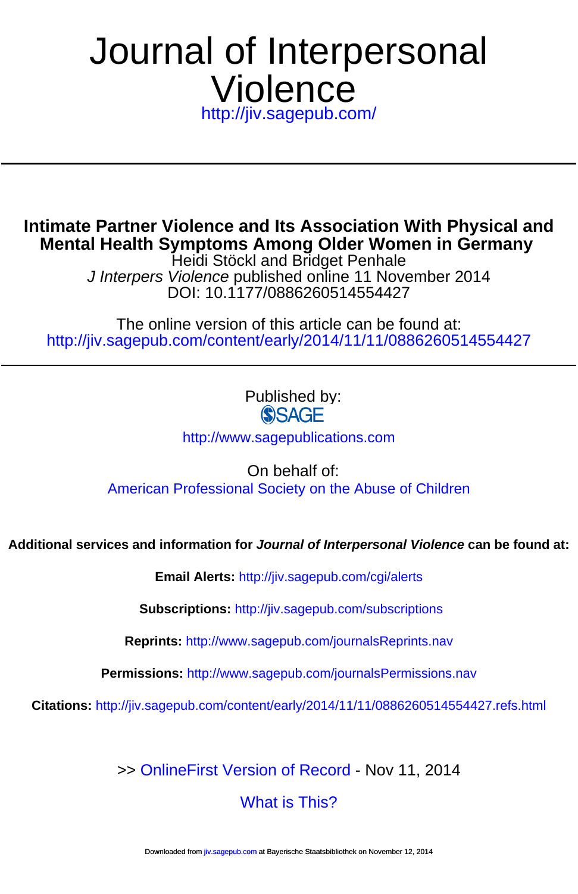# Journal of Interpersonal Violence

http://jiv.sagepub.com/

## Intimate Partner Violence and Its Association With Physical and Mental Health Symptoms Among Older Women in Germany

Heidi Stöckl and Bridget Penhale

*J Interpers Violence* published online 11 November 2014

DOI: 10.1177/0886260514554427

The online version of this article can be found at:

http://jiv.sagepub.com/content/early/2014/11/11/0886260514554427

Published by:

SAGE

http://www.sagepublications.com

On behalf of:

American Professional Society on the Abuse of Children

**Additional services and information for *Journal of Interpersonal Violence* can be found at:**

**Email Alerts:** http://jiv.sagepub.com/cgi/alerts

**Subscriptions:** http://jiv.sagepub.com/subscriptions

**Reprints:** http://www.sagepub.com/journalsReprints.nav

**Permissions:** http://www.sagepub.com/journalsPermissions.nav

**Citations:** http://jiv.sagepub.com/content/early/2014/11/11/0886260514554427.refs.html

>> OnlineFirst Version of Record - Nov 11, 2014

What is This?

Downloaded from jiv.sagepub.com at Bayerische Staatsbibliothek on November 12, 2014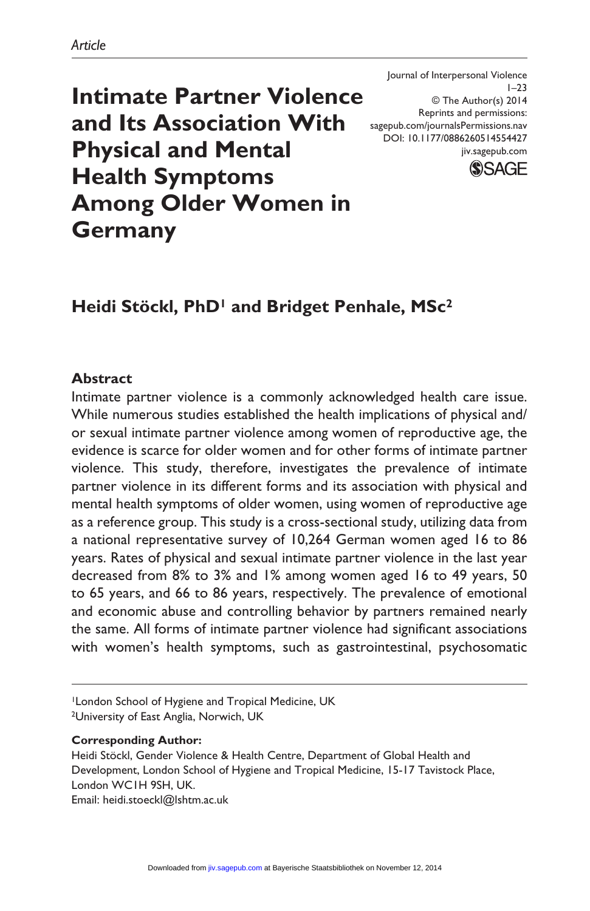Article

# Intimate Partner Violence and Its Association With Physical and Mental Health Symptoms Among Older Women in Germany

Journal of Interpersonal Violence
1–23
© The Author(s) 2014
Reprints and permissions:
sagepub.com/journalsPermissions.nav
DOI: 10.1177/0886260514554427
jiv.sagepub.com

**Heidi Stöckl, PhD[1] and Bridget Penhale, MSc[2]**

## Abstract

Intimate partner violence is a commonly acknowledged health care issue. While numerous studies established the health implications of physical and/or sexual intimate partner violence among women of reproductive age, the evidence is scarce for older women and for other forms of intimate partner violence. This study, therefore, investigates the prevalence of intimate partner violence in its different forms and its association with physical and mental health symptoms of older women, using women of reproductive age as a reference group. This study is a cross-sectional study, utilizing data from a national representative survey of 10,264 German women aged 16 to 86 years. Rates of physical and sexual intimate partner violence in the last year decreased from 8% to 3% and 1% among women aged 16 to 49 years, 50 to 65 years, and 66 to 86 years, respectively. The prevalence of emotional and economic abuse and controlling behavior by partners remained nearly the same. All forms of intimate partner violence had significant associations with women's health symptoms, such as gastrointestinal, psychosomatic

[1]London School of Hygiene and Tropical Medicine, UK
[2]University of East Anglia, Norwich, UK

**Corresponding Author:**
Heidi Stöckl, Gender Violence & Health Centre, Department of Global Health and Development, London School of Hygiene and Tropical Medicine, 15-17 Tavistock Place, London WC1H 9SH, UK.
Email: heidi.stoeckl@lshtm.ac.uk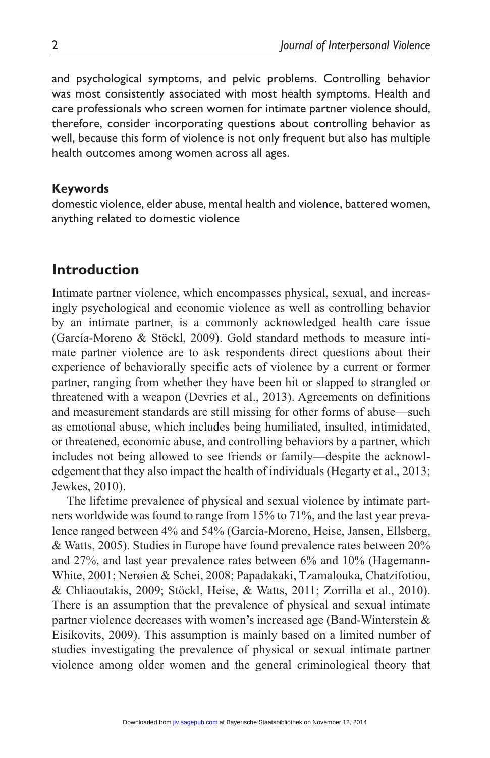and psychological symptoms, and pelvic problems. Controlling behavior was most consistently associated with most health symptoms. Health and care professionals who screen women for intimate partner violence should, therefore, consider incorporating questions about controlling behavior as well, because this form of violence is not only frequent but also has multiple health outcomes among women across all ages.

#### Keywords

domestic violence, elder abuse, mental health and violence, battered women, anything related to domestic violence

## Introduction

Intimate partner violence, which encompasses physical, sexual, and increasingly psychological and economic violence as well as controlling behavior by an intimate partner, is a commonly acknowledged health care issue (García-Moreno & Stöckl, 2009). Gold standard methods to measure intimate partner violence are to ask respondents direct questions about their experience of behaviorally specific acts of violence by a current or former partner, ranging from whether they have been hit or slapped to strangled or threatened with a weapon (Devries et al., 2013). Agreements on definitions and measurement standards are still missing for other forms of abuse—such as emotional abuse, which includes being humiliated, insulted, intimidated, or threatened, economic abuse, and controlling behaviors by a partner, which includes not being allowed to see friends or family—despite the acknowledgement that they also impact the health of individuals (Hegarty et al., 2013; Jewkes, 2010).

The lifetime prevalence of physical and sexual violence by intimate partners worldwide was found to range from 15% to 71%, and the last year prevalence ranged between 4% and 54% (Garcia-Moreno, Heise, Jansen, Ellsberg, & Watts, 2005). Studies in Europe have found prevalence rates between 20% and 27%, and last year prevalence rates between 6% and 10% (Hagemann-White, 2001; Nerøien & Schei, 2008; Papadakaki, Tzamalouka, Chatzifotiou, & Chliaoutakis, 2009; Stöckl, Heise, & Watts, 2011; Zorrilla et al., 2010). There is an assumption that the prevalence of physical and sexual intimate partner violence decreases with women's increased age (Band-Winterstein & Eisikovits, 2009). This assumption is mainly based on a limited number of studies investigating the prevalence of physical or sexual intimate partner violence among older women and the general criminological theory that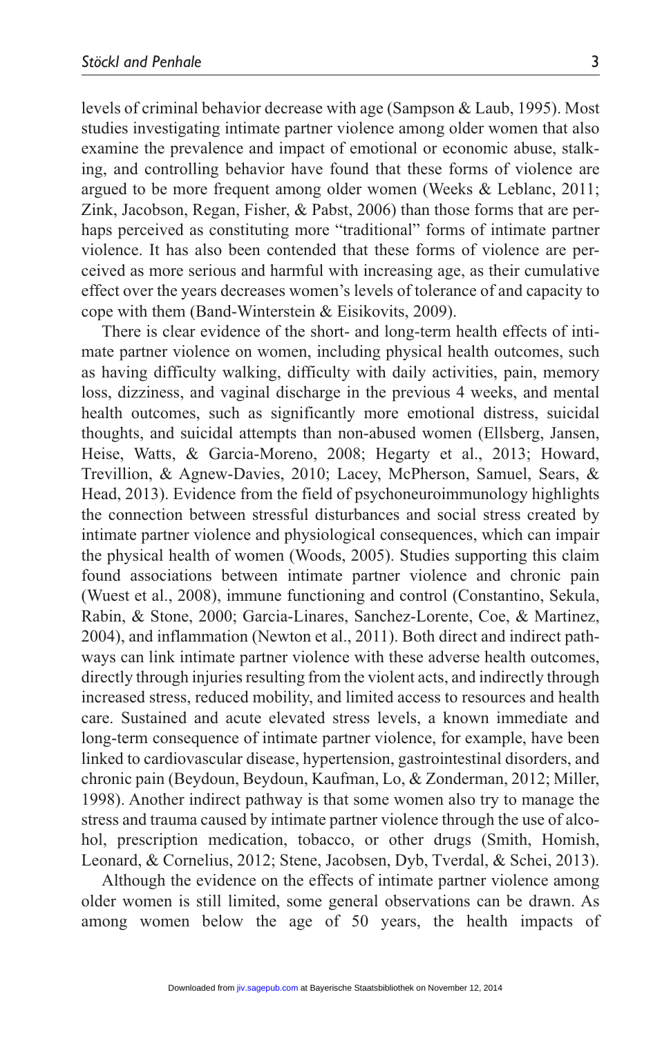levels of criminal behavior decrease with age (Sampson & Laub, 1995). Most studies investigating intimate partner violence among older women that also examine the prevalence and impact of emotional or economic abuse, stalking, and controlling behavior have found that these forms of violence are argued to be more frequent among older women (Weeks & Leblanc, 2011; Zink, Jacobson, Regan, Fisher, & Pabst, 2006) than those forms that are perhaps perceived as constituting more "traditional" forms of intimate partner violence. It has also been contended that these forms of violence are perceived as more serious and harmful with increasing age, as their cumulative effect over the years decreases women's levels of tolerance of and capacity to cope with them (Band-Winterstein & Eisikovits, 2009).

There is clear evidence of the short- and long-term health effects of intimate partner violence on women, including physical health outcomes, such as having difficulty walking, difficulty with daily activities, pain, memory loss, dizziness, and vaginal discharge in the previous 4 weeks, and mental health outcomes, such as significantly more emotional distress, suicidal thoughts, and suicidal attempts than non-abused women (Ellsberg, Jansen, Heise, Watts, & Garcia-Moreno, 2008; Hegarty et al., 2013; Howard, Trevillion, & Agnew-Davies, 2010; Lacey, McPherson, Samuel, Sears, & Head, 2013). Evidence from the field of psychoneuroimmunology highlights the connection between stressful disturbances and social stress created by intimate partner violence and physiological consequences, which can impair the physical health of women (Woods, 2005). Studies supporting this claim found associations between intimate partner violence and chronic pain (Wuest et al., 2008), immune functioning and control (Constantino, Sekula, Rabin, & Stone, 2000; Garcia-Linares, Sanchez-Lorente, Coe, & Martinez, 2004), and inflammation (Newton et al., 2011). Both direct and indirect pathways can link intimate partner violence with these adverse health outcomes, directly through injuries resulting from the violent acts, and indirectly through increased stress, reduced mobility, and limited access to resources and health care. Sustained and acute elevated stress levels, a known immediate and long-term consequence of intimate partner violence, for example, have been linked to cardiovascular disease, hypertension, gastrointestinal disorders, and chronic pain (Beydoun, Beydoun, Kaufman, Lo, & Zonderman, 2012; Miller, 1998). Another indirect pathway is that some women also try to manage the stress and trauma caused by intimate partner violence through the use of alcohol, prescription medication, tobacco, or other drugs (Smith, Homish, Leonard, & Cornelius, 2012; Stene, Jacobsen, Dyb, Tverdal, & Schei, 2013).

Although the evidence on the effects of intimate partner violence among older women is still limited, some general observations can be drawn. As among women below the age of 50 years, the health impacts of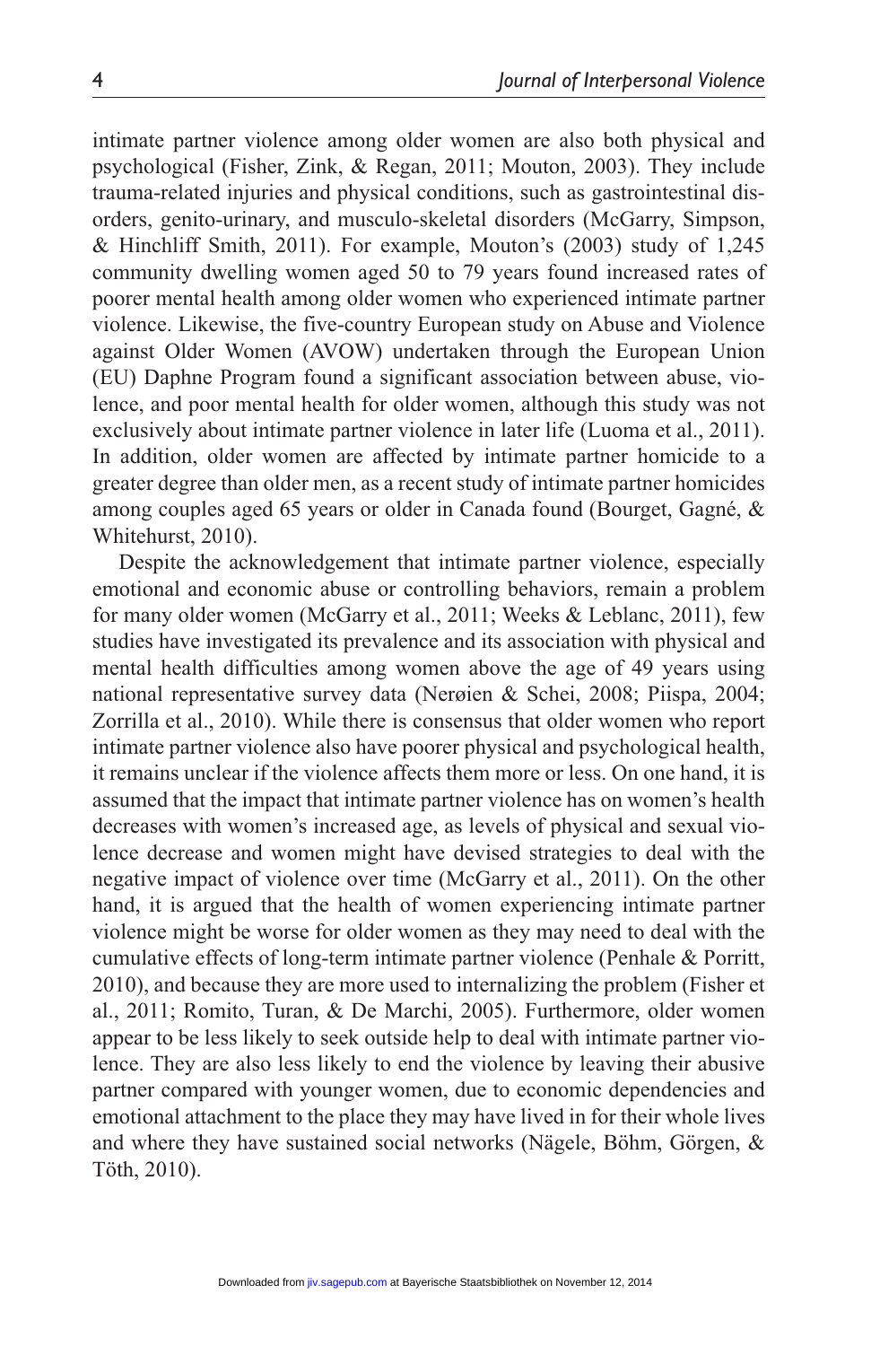intimate partner violence among older women are also both physical and psychological (Fisher, Zink, & Regan, 2011; Mouton, 2003). They include trauma-related injuries and physical conditions, such as gastrointestinal disorders, genito-urinary, and musculo-skeletal disorders (McGarry, Simpson, & Hinchliff Smith, 2011). For example, Mouton's (2003) study of 1,245 community dwelling women aged 50 to 79 years found increased rates of poorer mental health among older women who experienced intimate partner violence. Likewise, the five-country European study on Abuse and Violence against Older Women (AVOW) undertaken through the European Union (EU) Daphne Program found a significant association between abuse, violence, and poor mental health for older women, although this study was not exclusively about intimate partner violence in later life (Luoma et al., 2011). In addition, older women are affected by intimate partner homicide to a greater degree than older men, as a recent study of intimate partner homicides among couples aged 65 years or older in Canada found (Bourget, Gagné, & Whitehurst, 2010).

Despite the acknowledgement that intimate partner violence, especially emotional and economic abuse or controlling behaviors, remain a problem for many older women (McGarry et al., 2011; Weeks & Leblanc, 2011), few studies have investigated its prevalence and its association with physical and mental health difficulties among women above the age of 49 years using national representative survey data (Nerøien & Schei, 2008; Piispa, 2004; Zorrilla et al., 2010). While there is consensus that older women who report intimate partner violence also have poorer physical and psychological health, it remains unclear if the violence affects them more or less. On one hand, it is assumed that the impact that intimate partner violence has on women's health decreases with women's increased age, as levels of physical and sexual violence decrease and women might have devised strategies to deal with the negative impact of violence over time (McGarry et al., 2011). On the other hand, it is argued that the health of women experiencing intimate partner violence might be worse for older women as they may need to deal with the cumulative effects of long-term intimate partner violence (Penhale & Porritt, 2010), and because they are more used to internalizing the problem (Fisher et al., 2011; Romito, Turan, & De Marchi, 2005). Furthermore, older women appear to be less likely to seek outside help to deal with intimate partner violence. They are also less likely to end the violence by leaving their abusive partner compared with younger women, due to economic dependencies and emotional attachment to the place they may have lived in for their whole lives and where they have sustained social networks (Nägele, Böhm, Görgen, & Töth, 2010).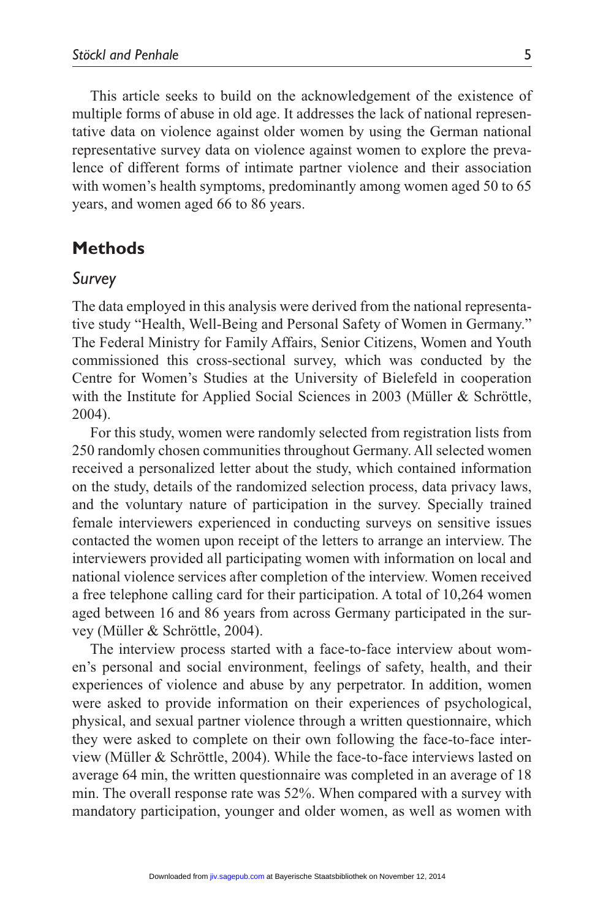This article seeks to build on the acknowledgement of the existence of multiple forms of abuse in old age. It addresses the lack of national representative data on violence against older women by using the German national representative survey data on violence against women to explore the prevalence of different forms of intimate partner violence and their association with women's health symptoms, predominantly among women aged 50 to 65 years, and women aged 66 to 86 years.

## Methods

### Survey

The data employed in this analysis were derived from the national representative study "Health, Well-Being and Personal Safety of Women in Germany." The Federal Ministry for Family Affairs, Senior Citizens, Women and Youth commissioned this cross-sectional survey, which was conducted by the Centre for Women's Studies at the University of Bielefeld in cooperation with the Institute for Applied Social Sciences in 2003 (Müller & Schröttle, 2004).

For this study, women were randomly selected from registration lists from 250 randomly chosen communities throughout Germany. All selected women received a personalized letter about the study, which contained information on the study, details of the randomized selection process, data privacy laws, and the voluntary nature of participation in the survey. Specially trained female interviewers experienced in conducting surveys on sensitive issues contacted the women upon receipt of the letters to arrange an interview. The interviewers provided all participating women with information on local and national violence services after completion of the interview. Women received a free telephone calling card for their participation. A total of 10,264 women aged between 16 and 86 years from across Germany participated in the survey (Müller & Schröttle, 2004).

The interview process started with a face-to-face interview about women's personal and social environment, feelings of safety, health, and their experiences of violence and abuse by any perpetrator. In addition, women were asked to provide information on their experiences of psychological, physical, and sexual partner violence through a written questionnaire, which they were asked to complete on their own following the face-to-face interview (Müller & Schröttle, 2004). While the face-to-face interviews lasted on average 64 min, the written questionnaire was completed in an average of 18 min. The overall response rate was 52%. When compared with a survey with mandatory participation, younger and older women, as well as women with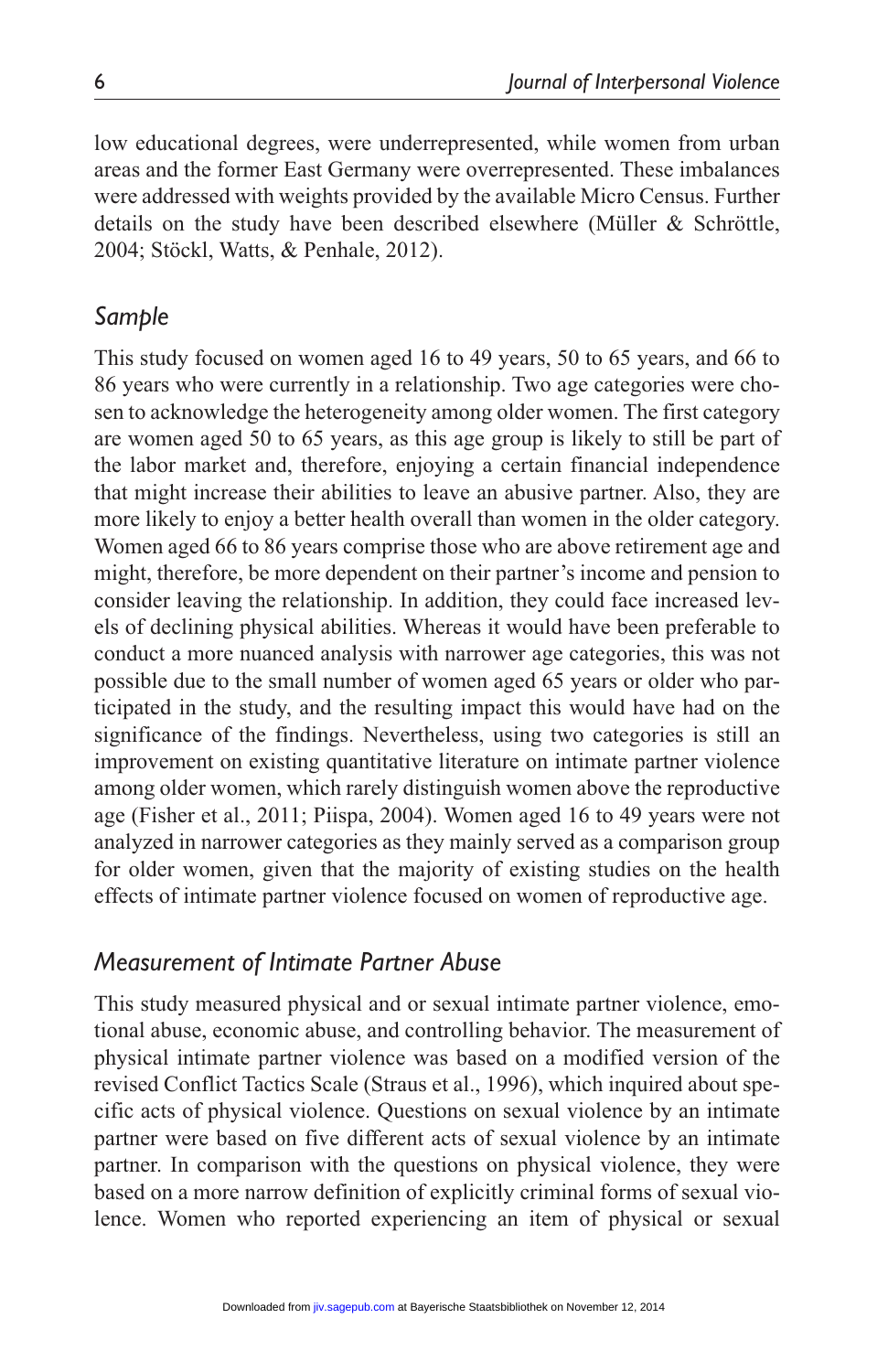low educational degrees, were underrepresented, while women from urban areas and the former East Germany were overrepresented. These imbalances were addressed with weights provided by the available Micro Census. Further details on the study have been described elsewhere (Müller & Schröttle, 2004; Stöckl, Watts, & Penhale, 2012).

## *Sample*

This study focused on women aged 16 to 49 years, 50 to 65 years, and 66 to 86 years who were currently in a relationship. Two age categories were chosen to acknowledge the heterogeneity among older women. The first category are women aged 50 to 65 years, as this age group is likely to still be part of the labor market and, therefore, enjoying a certain financial independence that might increase their abilities to leave an abusive partner. Also, they are more likely to enjoy a better health overall than women in the older category. Women aged 66 to 86 years comprise those who are above retirement age and might, therefore, be more dependent on their partner's income and pension to consider leaving the relationship. In addition, they could face increased levels of declining physical abilities. Whereas it would have been preferable to conduct a more nuanced analysis with narrower age categories, this was not possible due to the small number of women aged 65 years or older who participated in the study, and the resulting impact this would have had on the significance of the findings. Nevertheless, using two categories is still an improvement on existing quantitative literature on intimate partner violence among older women, which rarely distinguish women above the reproductive age (Fisher et al., 2011; Piispa, 2004). Women aged 16 to 49 years were not analyzed in narrower categories as they mainly served as a comparison group for older women, given that the majority of existing studies on the health effects of intimate partner violence focused on women of reproductive age.

## *Measurement of Intimate Partner Abuse*

This study measured physical and or sexual intimate partner violence, emotional abuse, economic abuse, and controlling behavior. The measurement of physical intimate partner violence was based on a modified version of the revised Conflict Tactics Scale (Straus et al., 1996), which inquired about specific acts of physical violence. Questions on sexual violence by an intimate partner were based on five different acts of sexual violence by an intimate partner. In comparison with the questions on physical violence, they were based on a more narrow definition of explicitly criminal forms of sexual violence. Women who reported experiencing an item of physical or sexual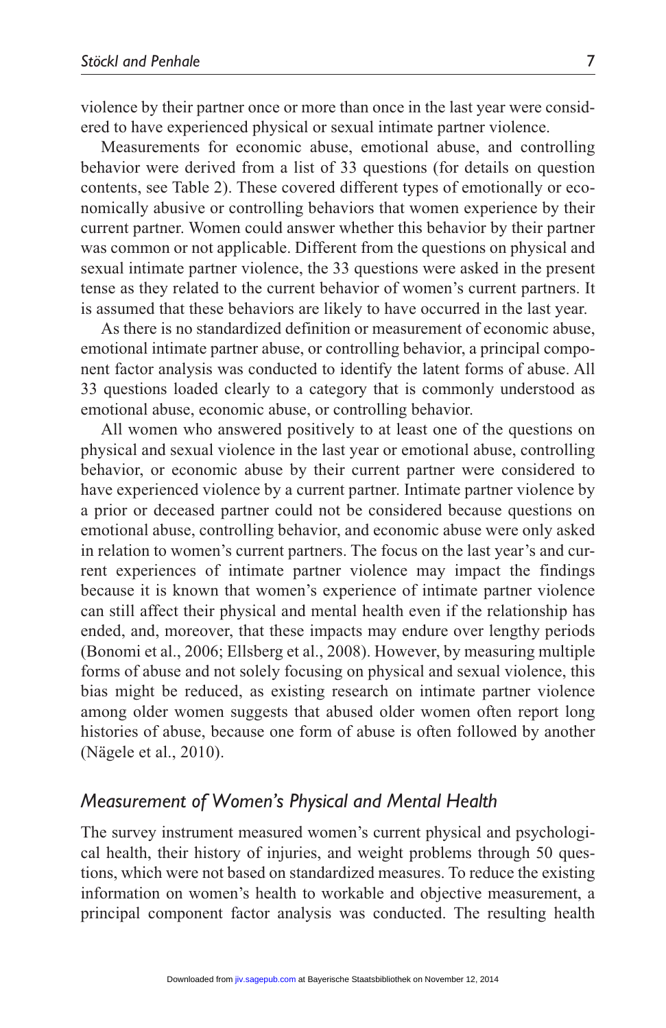violence by their partner once or more than once in the last year were considered to have experienced physical or sexual intimate partner violence.

Measurements for economic abuse, emotional abuse, and controlling behavior were derived from a list of 33 questions (for details on question contents, see Table 2). These covered different types of emotionally or economically abusive or controlling behaviors that women experience by their current partner. Women could answer whether this behavior by their partner was common or not applicable. Different from the questions on physical and sexual intimate partner violence, the 33 questions were asked in the present tense as they related to the current behavior of women's current partners. It is assumed that these behaviors are likely to have occurred in the last year.

As there is no standardized definition or measurement of economic abuse, emotional intimate partner abuse, or controlling behavior, a principal component factor analysis was conducted to identify the latent forms of abuse. All 33 questions loaded clearly to a category that is commonly understood as emotional abuse, economic abuse, or controlling behavior.

All women who answered positively to at least one of the questions on physical and sexual violence in the last year or emotional abuse, controlling behavior, or economic abuse by their current partner were considered to have experienced violence by a current partner. Intimate partner violence by a prior or deceased partner could not be considered because questions on emotional abuse, controlling behavior, and economic abuse were only asked in relation to women's current partners. The focus on the last year's and current experiences of intimate partner violence may impact the findings because it is known that women's experience of intimate partner violence can still affect their physical and mental health even if the relationship has ended, and, moreover, that these impacts may endure over lengthy periods (Bonomi et al., 2006; Ellsberg et al., 2008). However, by measuring multiple forms of abuse and not solely focusing on physical and sexual violence, this bias might be reduced, as existing research on intimate partner violence among older women suggests that abused older women often report long histories of abuse, because one form of abuse is often followed by another (Nägele et al., 2010).

## *Measurement of Women's Physical and Mental Health*

The survey instrument measured women's current physical and psychological health, their history of injuries, and weight problems through 50 questions, which were not based on standardized measures. To reduce the existing information on women's health to workable and objective measurement, a principal component factor analysis was conducted. The resulting health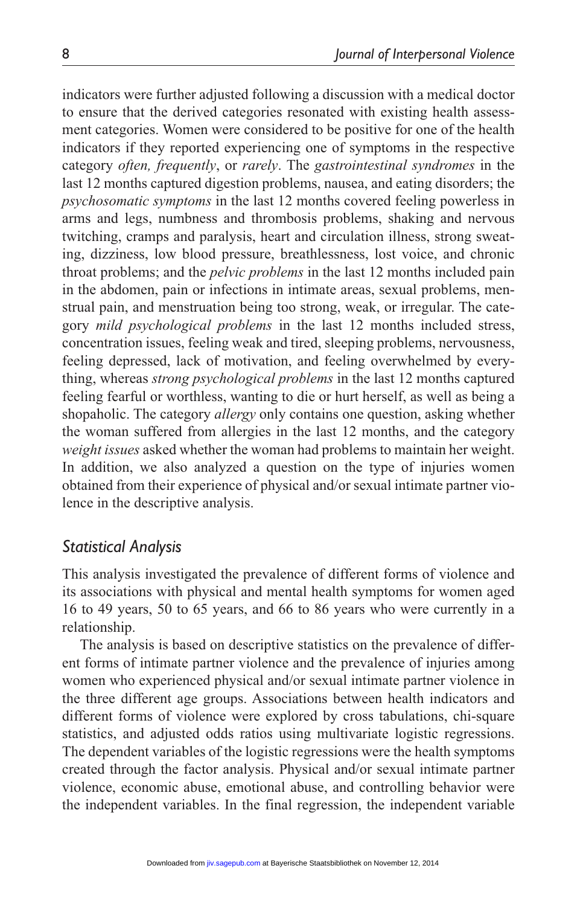indicators were further adjusted following a discussion with a medical doctor to ensure that the derived categories resonated with existing health assessment categories. Women were considered to be positive for one of the health indicators if they reported experiencing one of symptoms in the respective category *often, frequently*, or *rarely*. The *gastrointestinal syndromes* in the last 12 months captured digestion problems, nausea, and eating disorders; the *psychosomatic symptoms* in the last 12 months covered feeling powerless in arms and legs, numbness and thrombosis problems, shaking and nervous twitching, cramps and paralysis, heart and circulation illness, strong sweating, dizziness, low blood pressure, breathlessness, lost voice, and chronic throat problems; and the *pelvic problems* in the last 12 months included pain in the abdomen, pain or infections in intimate areas, sexual problems, menstrual pain, and menstruation being too strong, weak, or irregular. The category *mild psychological problems* in the last 12 months included stress, concentration issues, feeling weak and tired, sleeping problems, nervousness, feeling depressed, lack of motivation, and feeling overwhelmed by everything, whereas *strong psychological problems* in the last 12 months captured feeling fearful or worthless, wanting to die or hurt herself, as well as being a shopaholic. The category *allergy* only contains one question, asking whether the woman suffered from allergies in the last 12 months, and the category *weight issues* asked whether the woman had problems to maintain her weight. In addition, we also analyzed a question on the type of injuries women obtained from their experience of physical and/or sexual intimate partner violence in the descriptive analysis.

## *Statistical Analysis*

This analysis investigated the prevalence of different forms of violence and its associations with physical and mental health symptoms for women aged 16 to 49 years, 50 to 65 years, and 66 to 86 years who were currently in a relationship.

The analysis is based on descriptive statistics on the prevalence of different forms of intimate partner violence and the prevalence of injuries among women who experienced physical and/or sexual intimate partner violence in the three different age groups. Associations between health indicators and different forms of violence were explored by cross tabulations, chi-square statistics, and adjusted odds ratios using multivariate logistic regressions. The dependent variables of the logistic regressions were the health symptoms created through the factor analysis. Physical and/or sexual intimate partner violence, economic abuse, emotional abuse, and controlling behavior were the independent variables. In the final regression, the independent variable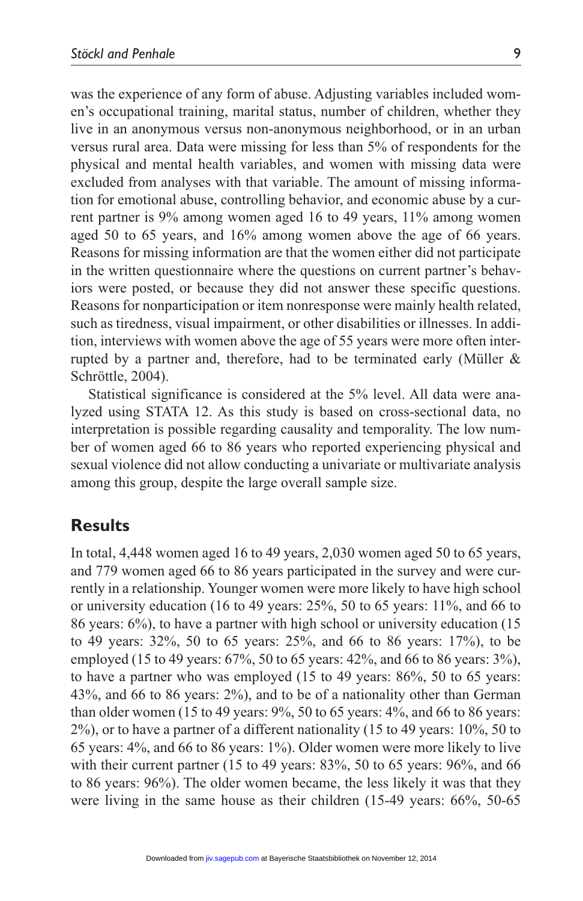was the experience of any form of abuse. Adjusting variables included women's occupational training, marital status, number of children, whether they live in an anonymous versus non-anonymous neighborhood, or in an urban versus rural area. Data were missing for less than 5% of respondents for the physical and mental health variables, and women with missing data were excluded from analyses with that variable. The amount of missing information for emotional abuse, controlling behavior, and economic abuse by a current partner is 9% among women aged 16 to 49 years, 11% among women aged 50 to 65 years, and 16% among women above the age of 66 years. Reasons for missing information are that the women either did not participate in the written questionnaire where the questions on current partner's behaviors were posted, or because they did not answer these specific questions. Reasons for nonparticipation or item nonresponse were mainly health related, such as tiredness, visual impairment, or other disabilities or illnesses. In addition, interviews with women above the age of 55 years were more often interrupted by a partner and, therefore, had to be terminated early (Müller & Schröttle, 2004).

Statistical significance is considered at the 5% level. All data were analyzed using STATA 12. As this study is based on cross-sectional data, no interpretation is possible regarding causality and temporality. The low number of women aged 66 to 86 years who reported experiencing physical and sexual violence did not allow conducting a univariate or multivariate analysis among this group, despite the large overall sample size.

## Results

In total, 4,448 women aged 16 to 49 years, 2,030 women aged 50 to 65 years, and 779 women aged 66 to 86 years participated in the survey and were currently in a relationship. Younger women were more likely to have high school or university education (16 to 49 years: 25%, 50 to 65 years: 11%, and 66 to 86 years: 6%), to have a partner with high school or university education (15 to 49 years: 32%, 50 to 65 years: 25%, and 66 to 86 years: 17%), to be employed (15 to 49 years: 67%, 50 to 65 years: 42%, and 66 to 86 years: 3%), to have a partner who was employed (15 to 49 years: 86%, 50 to 65 years: 43%, and 66 to 86 years: 2%), and to be of a nationality other than German than older women (15 to 49 years: 9%, 50 to 65 years: 4%, and 66 to 86 years: 2%), or to have a partner of a different nationality (15 to 49 years: 10%, 50 to 65 years: 4%, and 66 to 86 years: 1%). Older women were more likely to live with their current partner (15 to 49 years: 83%, 50 to 65 years: 96%, and 66 to 86 years: 96%). The older women became, the less likely it was that they were living in the same house as their children (15-49 years: 66%, 50-65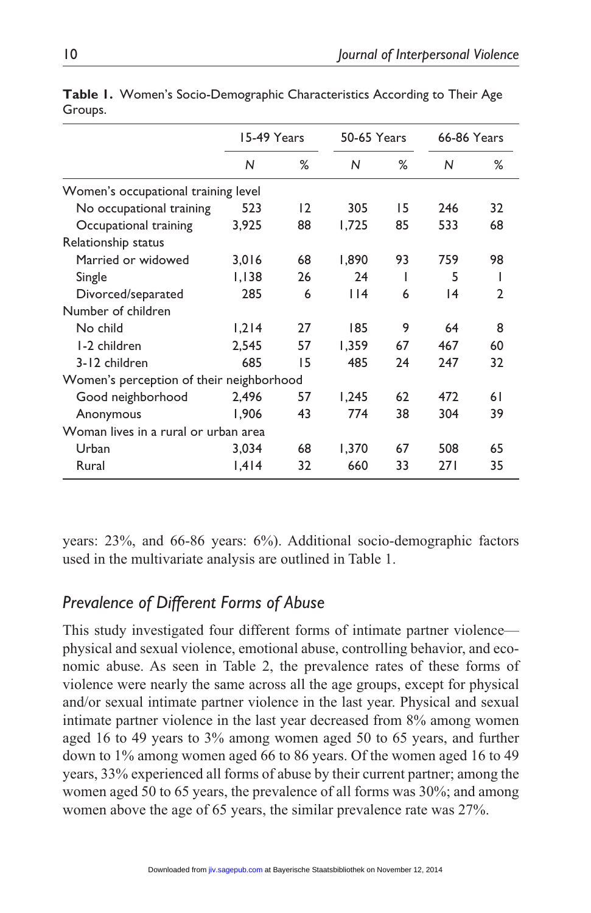**Table 1.** Women's Socio-Demographic Characteristics According to Their Age Groups.

| | 15-49 Years | | 50-65 Years | | 66-86 Years | |
|---|---|---|---|---|---|---|
| | *N* | % | *N* | % | *N* | % |
| Women's occupational training level | | | | | | |
| No occupational training | 523 | 12 | 305 | 15 | 246 | 32 |
| Occupational training | 3,925 | 88 | 1,725 | 85 | 533 | 68 |
| Relationship status | | | | | | |
| Married or widowed | 3,016 | 68 | 1,890 | 93 | 759 | 98 |
| Single | 1,138 | 26 | 24 | 1 | 5 | 1 |
| Divorced/separated | 285 | 6 | 114 | 6 | 14 | 2 |
| Number of children | | | | | | |
| No child | 1,214 | 27 | 185 | 9 | 64 | 8 |
| 1-2 children | 2,545 | 57 | 1,359 | 67 | 467 | 60 |
| 3-12 children | 685 | 15 | 485 | 24 | 247 | 32 |
| Women's perception of their neighborhood | | | | | | |
| Good neighborhood | 2,496 | 57 | 1,245 | 62 | 472 | 61 |
| Anonymous | 1,906 | 43 | 774 | 38 | 304 | 39 |
| Woman lives in a rural or urban area | | | | | | |
| Urban | 3,034 | 68 | 1,370 | 67 | 508 | 65 |
| Rural | 1,414 | 32 | 660 | 33 | 271 | 35 |

years: 23%, and 66-86 years: 6%). Additional socio-demographic factors used in the multivariate analysis are outlined in Table 1.

### *Prevalence of Different Forms of Abuse*

This study investigated four different forms of intimate partner violence—physical and sexual violence, emotional abuse, controlling behavior, and economic abuse. As seen in Table 2, the prevalence rates of these forms of violence were nearly the same across all the age groups, except for physical and/or sexual intimate partner violence in the last year. Physical and sexual intimate partner violence in the last year decreased from 8% among women aged 16 to 49 years to 3% among women aged 50 to 65 years, and further down to 1% among women aged 66 to 86 years. Of the women aged 16 to 49 years, 33% experienced all forms of abuse by their current partner; among the women aged 50 to 65 years, the prevalence of all forms was 30%; and among women above the age of 65 years, the similar prevalence rate was 27%.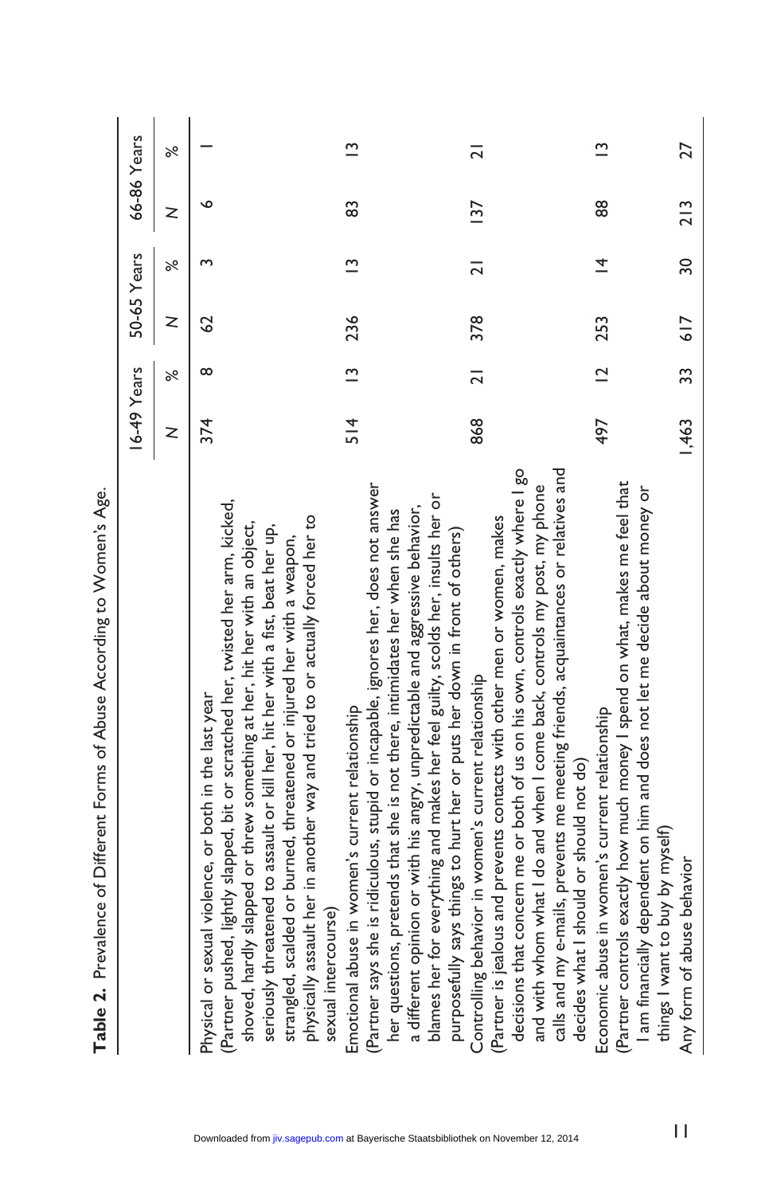**Table 2.** Prevalence of Different Forms of Abuse According to Women's Age.

| | 16-49 Years | | 50-65 Years | | 66-86 Years | |
|---|---|---|---|---|---|---|
| | N | % | N | % | N | % |
| Physical or sexual violence, or both in the last year (Partner pushed, lightly slapped, bit or scratched her, twisted her arm, kicked, shoved, hardly slapped or threw something at her, hit her with an object, seriously threatened to assault or kill her, hit her with a fist, beat her up, strangled, scalded or burned, threatened or injured her with a weapon, physically assault her in another way and tried to or actually forced her to sexual intercourse) | 374 | 8 | 62 | 3 | 6 | 1 |
| Emotional abuse in women's current relationship (Partner says she is ridiculous, stupid or incapable, ignores her, does not answer her questions, pretends that she is not there, intimidates her when she has a different opinion or with his angry, unpredictable and aggressive behavior, blames her for everything and makes her feel guilty, scolds her, insults her or purposefully says things to hurt her or puts her down in front of others) | 514 | 13 | 236 | 13 | 83 | 13 |
| Controlling behavior in women's current relationship (Partner is jealous and prevents contacts with other men or women, makes decisions that concern me or both of us on his own, controls exactly where I go and with whom what I do and when I come back, controls my post, my phone calls and my e-mails, prevents me meeting friends, acquaintances or relatives and decides what I should or should not do) | 868 | 21 | 378 | 21 | 137 | 21 |
| Economic abuse in women's current relationship (Partner controls exactly how much money I spend on what, makes me feel that I am financially dependent on him and does not let me decide about money or things I want to buy by myself) | 497 | 12 | 253 | 14 | 88 | 13 |
| Any form of abuse behavior | 1,463 | 33 | 617 | 30 | 213 | 27 |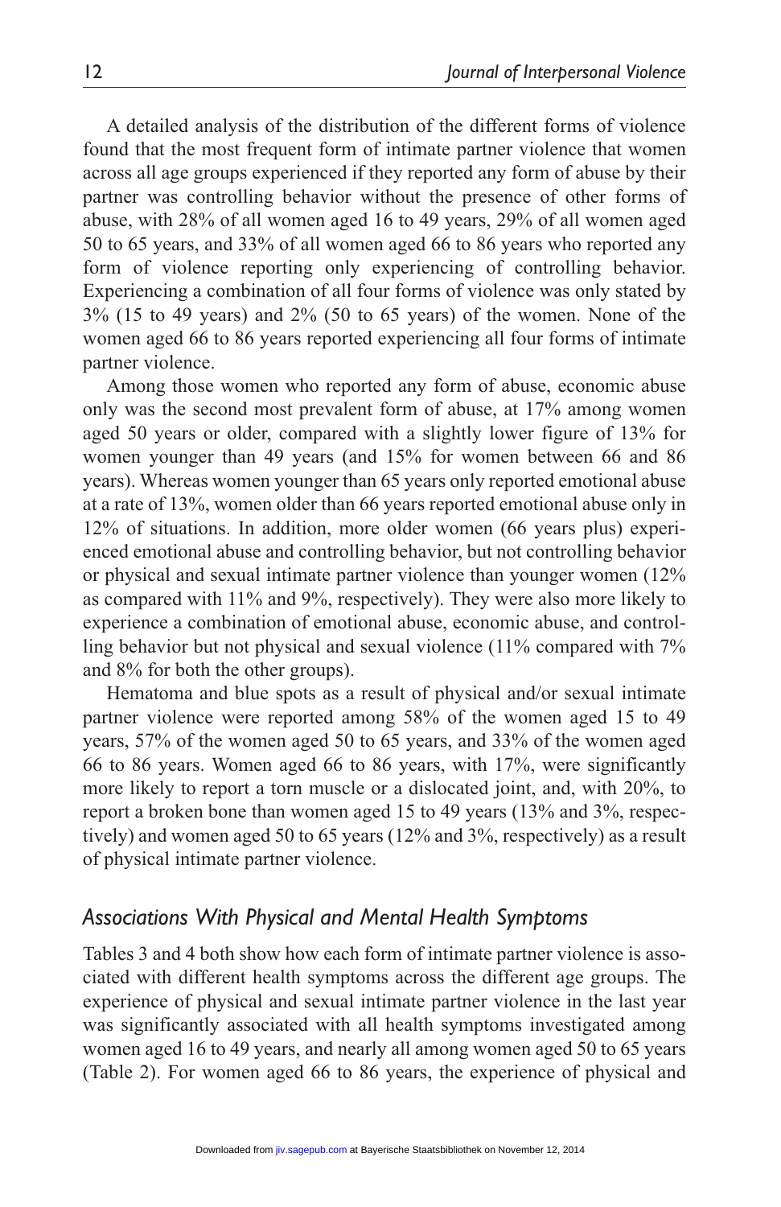A detailed analysis of the distribution of the different forms of violence found that the most frequent form of intimate partner violence that women across all age groups experienced if they reported any form of abuse by their partner was controlling behavior without the presence of other forms of abuse, with 28% of all women aged 16 to 49 years, 29% of all women aged 50 to 65 years, and 33% of all women aged 66 to 86 years who reported any form of violence reporting only experiencing of controlling behavior. Experiencing a combination of all four forms of violence was only stated by 3% (15 to 49 years) and 2% (50 to 65 years) of the women. None of the women aged 66 to 86 years reported experiencing all four forms of intimate partner violence.

Among those women who reported any form of abuse, economic abuse only was the second most prevalent form of abuse, at 17% among women aged 50 years or older, compared with a slightly lower figure of 13% for women younger than 49 years (and 15% for women between 66 and 86 years). Whereas women younger than 65 years only reported emotional abuse at a rate of 13%, women older than 66 years reported emotional abuse only in 12% of situations. In addition, more older women (66 years plus) experienced emotional abuse and controlling behavior, but not controlling behavior or physical and sexual intimate partner violence than younger women (12% as compared with 11% and 9%, respectively). They were also more likely to experience a combination of emotional abuse, economic abuse, and controlling behavior but not physical and sexual violence (11% compared with 7% and 8% for both the other groups).

Hematoma and blue spots as a result of physical and/or sexual intimate partner violence were reported among 58% of the women aged 15 to 49 years, 57% of the women aged 50 to 65 years, and 33% of the women aged 66 to 86 years. Women aged 66 to 86 years, with 17%, were significantly more likely to report a torn muscle or a dislocated joint, and, with 20%, to report a broken bone than women aged 15 to 49 years (13% and 3%, respectively) and women aged 50 to 65 years (12% and 3%, respectively) as a result of physical intimate partner violence.

### *Associations With Physical and Mental Health Symptoms*

Tables 3 and 4 both show how each form of intimate partner violence is associated with different health symptoms across the different age groups. The experience of physical and sexual intimate partner violence in the last year was significantly associated with all health symptoms investigated among women aged 16 to 49 years, and nearly all among women aged 50 to 65 years (Table 2). For women aged 66 to 86 years, the experience of physical and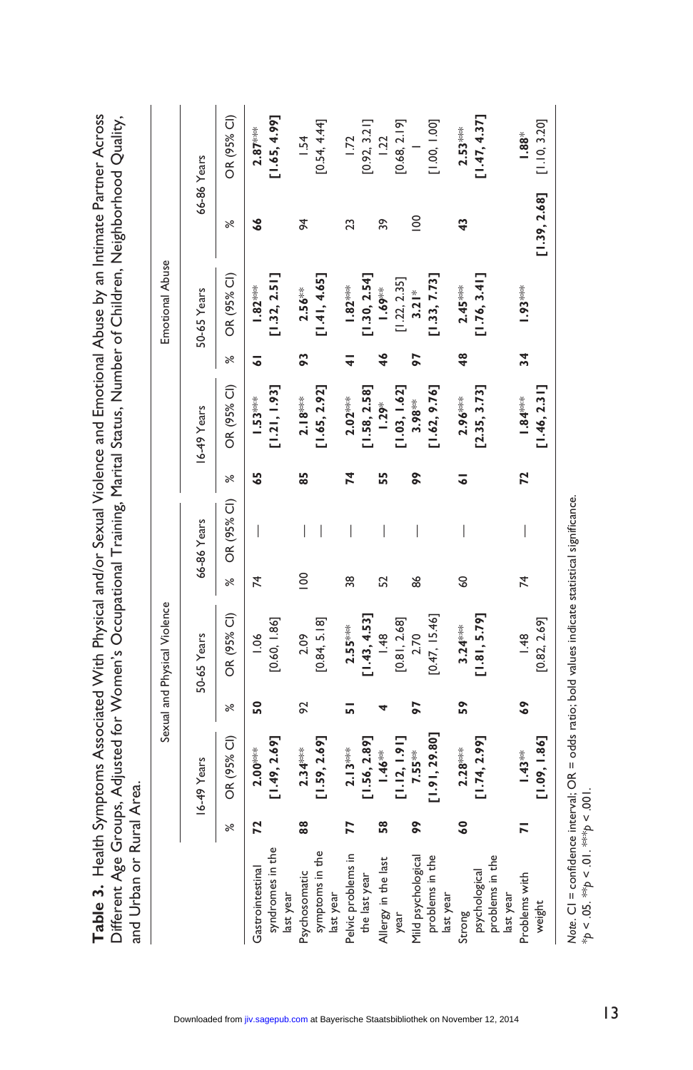**Table 3.** Health Symptoms Associated With Physical and/or Sexual Violence and Emotional Abuse by an Intimate Partner Across Different Age Groups, Adjusted for Women's Occupational Training, Neighborhood Quality, Number of Children, Marital Status, and Urban or Rural Area.

| | Sexual and Physical Violence | | | | | | Emotional Abuse | | | | | |
|---|---|---|---|---|---|---|---|---|---|---|---|---|
| | 16-49 Years | | 50-65 Years | | 66-86 Years | | 16-49 Years | | 50-65 Years | | 66-86 Years | |
| | % | OR (95% CI) | % | OR (95% CI) | % | OR (95% CI) | % | OR (95% CI) | % | OR (95% CI) | % | OR (95% CI) |
| Gastrointestinal syndromes in the last year | **72** | **2.00**$^{***}$ **[1.49, 2.69]** | **50** | 1.06 [0.60, 1.86] | 74 | — | **65** | **1.53**$^{***}$ **[1.21, 1.93]** | **61** | **1.82**$^{***}$ **[1.32, 2.51]** | **66** | **2.87**$^{***}$ **[1.65, 4.99]** |
| Psychosomatic symptoms in the last year | **88** | **2.34**$^{***}$ **[1.59, 2.69]** | 92 | 2.09 [0.84, 5.18] | 100 | — | **85** | **2.18**$^{***}$ **[1.65, 2.92]** | **93** | **2.56**$^{**}$ **[1.41, 4.65]** | 94 | 1.54 [0.54, 4.44] |
| Pelvic problems in the last year | **77** | **2.13**$^{***}$ **[1.56, 2.89]** | **51** | **2.55**$^{***}$ **[1.43, 4.53]** | 38 | — | **74** | **2.02**$^{***}$ **[1.58, 2.58]** | **41** | **1.82**$^{***}$ **[1.30, 2.54]** | 23 | 1.72 [0.92, 3.21] |
| Allergy in the last year | **58** | **1.46**$^{**}$ **[1.12, 1.91]** | **4** | 1.48 [0.81, 2.68] | 52 | — | **55** | **1.29**$^{*}$ **[1.03, 1.62]** | **46** | **1.69**$^{**}$ [1.22, 2.35] | 39 | 1.22 [0.68, 2.19] |
| Mild psychological problems in the last year | **99** | **7.55**$^{**}$ **[1.91, 29.80]** | **97** | 2.70 [0.47, 15.46] | 86 | — | **99** | **3.98**$^{**}$ **[1.62, 9.76]** | **97** | **3.21**$^{*}$ **[1.33, 7.73]** | 100 | 1 [1.00, 1.00] |
| Strong psychological problems in the last year | **60** | **2.28**$^{***}$ **[1.74, 2.99]** | **59** | **3.24**$^{***}$ **[1.81, 5.79]** | 60 | — | **61** | **2.96**$^{***}$ **[2.35, 3.73]** | **48** | **2.45**$^{***}$ **[1.76, 3.41]** | **43** | **2.53**$^{***}$ **[1.47, 4.37]** |
| Problems with weight | **71** | **1.43**$^{**}$ **[1.09, 1.86]** | **69** | 1.48 [0.82, 2.69] | 74 | — | **72** | **1.84**$^{***}$ **[1.46, 2.31]** | **34** | **1.93**$^{***}$ **[1.39, 2.68]** | | **1.88**$^{*}$ [1.10, 3.20] |

*Note.* CI = confidence interval; OR = odds ratio; bold values indicate statistical significance.
$^{*}p < .05$. $^{**}p < .01$. $^{***}p < .001$.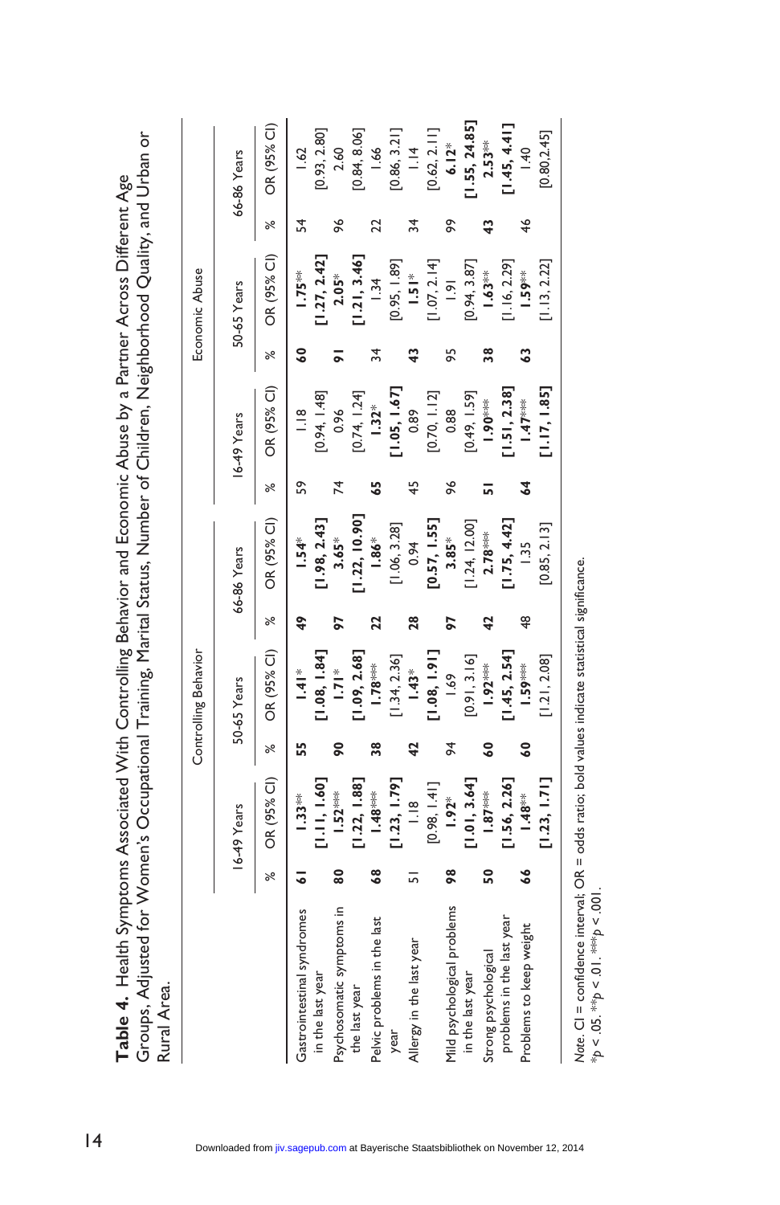**Table 4.** Health Symptoms Associated With Controlling Behavior and Economic Abuse by a Partner Across Different Age Groups, Adjusted for Women's Occupational Training, Number of Children, Marital Status, Neighborhood Quality, and Urban or Rural Area.

| | Controlling Behavior | | | | | | Economic Abuse | | | | | |
|---|---|---|---|---|---|---|---|---|---|---|---|---|
| | 16-49 Years | | 50-65 Years | | 66-86 Years | | 16-49 Years | | 50-65 Years | | 66-86 Years | |
| | % | OR (95% CI) | % | OR (95% CI) | % | OR (95% CI) | % | OR (95% CI) | % | OR (95% CI) | % | OR (95% CI) |
| Gastrointestinal syndromes in the last year | **61** | **1.33**** **[1.11, 1.60]** | **55** | **1.41*** **[1.08, 1.84]** | **49** | **1.54*** **[1.98, 2.43]** | 59 | 1.18 [0.94, 1.48] | **60** | **1.75**** **[1.27, 2.42]** | 54 | 1.62 [0.93, 2.80] |
| Psychosomatic symptoms in the last year | **80** | **1.52***** **[1.22, 1.88]** | **90** | **1.71*** **[1.09, 2.68]** | **97** | **3.65*** **[1.22, 10.90]** | 74 | 0.96 [0.74, 1.24] | **91** | **2.05*** **[1.21, 3.46]** | 96 | 2.60 [0.84, 8.06] |
| Pelvic problems in the last year | **68** | **1.48***** **[1.23, 1.79]** | **38** | **1.78***** [1.34, 2.36] | **22** | **1.86*** [1.06, 3.28] | **65** | **1.32*** **[1.05, 1.67]** | 34 | 1.34 [0.95, 1.89] | 22 | 1.66 [0.86, 3.21] |
| Allergy in the last year | 51 | 1.18 [0.98, 1.41] | **42** | **1.43*** **[1.08, 1.91]** | **28** | 0.94 **[0.57, 1.55]** | 45 | 0.89 [0.70, 1.12] | **43** | **1.51*** [1.07, 2.14] | 34 | 1.14 [0.62, 2.11] |
| Mild psychological problems in the last year | **98** | **1.92*** **[1.01, 3.64]** | 94 | 1.69 [0.91, 3.16] | **97** | **3.85*** [1.24, 12.00] | 96 | 0.88 [0.49, 1.59] | 95 | 1.91 [0.94, 3.87] | **99** | **6.12*** **[1.55, 24.85]** |
| Strong psychological problems in the last year | **50** | **1.87***** **[1.56, 2.26]** | **60** | **1.92***** **[1.45, 2.54]** | **42** | **2.78***** **[1.75, 4.42]** | **51** | **1.90***** **[1.51, 2.38]** | **38** | **1.63**** [1.16, 2.29] | **43** | **2.53**** **[1.45, 4.41]** |
| Problems to keep weight | **66** | **1.48**** **[1.23, 1.71]** | **60** | **1.59***** [1.21, 2.08] | 48 | 1.35 [0.85, 2.13] | **64** | **1.47***** **[1.17, 1.85]** | **63** | **1.59**** [1.13, 2.22] | 46 | 1.40 [0.80, 2.45] |

*Note.* CI = confidence interval; OR = odds ratio; bold values indicate statistical significance.
*$p < .05$. **$p < .01$. ***$p < .001$.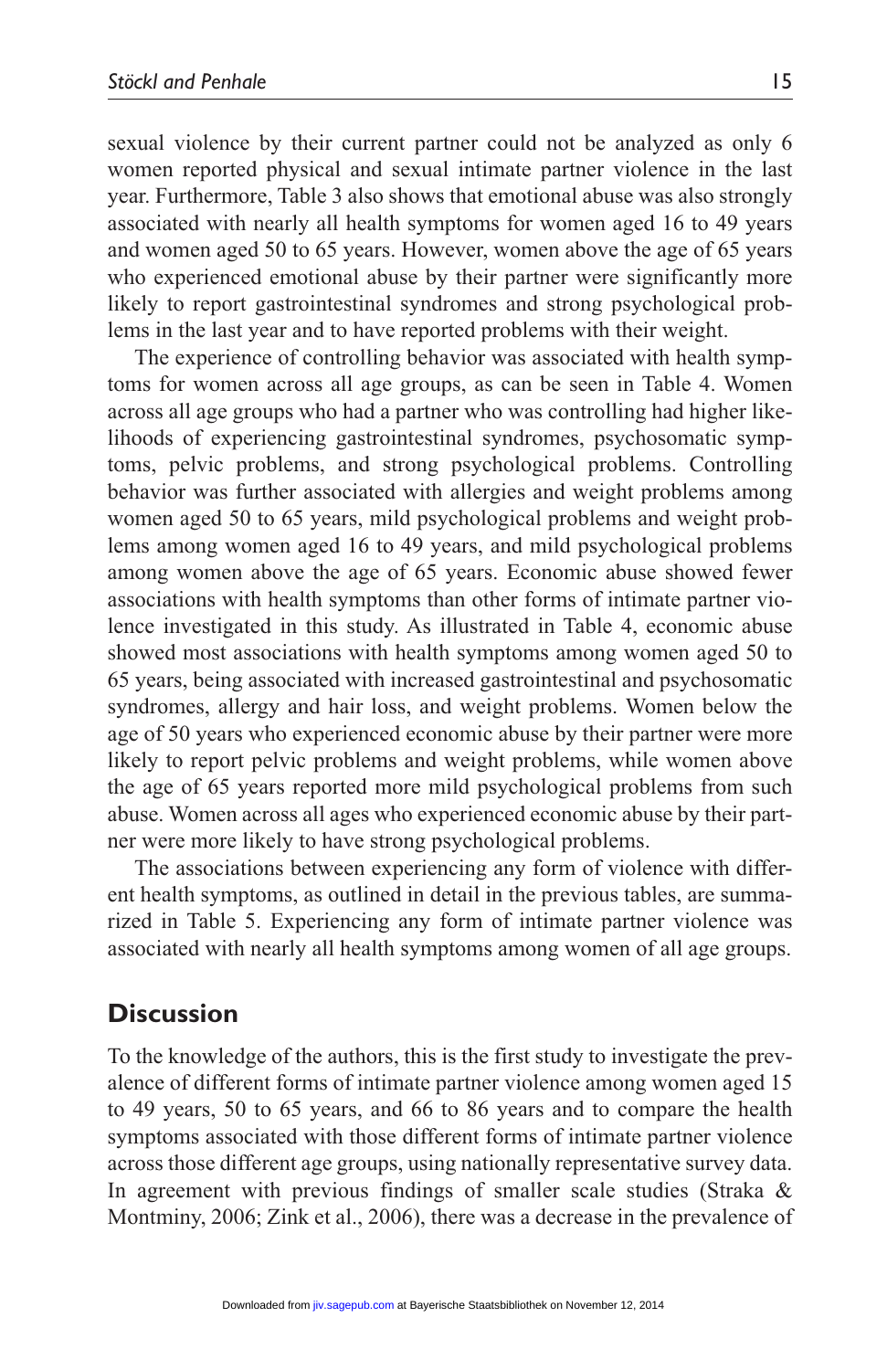sexual violence by their current partner could not be analyzed as only 6 women reported physical and sexual intimate partner violence in the last year. Furthermore, Table 3 also shows that emotional abuse was also strongly associated with nearly all health symptoms for women aged 16 to 49 years and women aged 50 to 65 years. However, women above the age of 65 years who experienced emotional abuse by their partner were significantly more likely to report gastrointestinal syndromes and strong psychological problems in the last year and to have reported problems with their weight.

The experience of controlling behavior was associated with health symptoms for women across all age groups, as can be seen in Table 4. Women across all age groups who had a partner who was controlling had higher likelihoods of experiencing gastrointestinal syndromes, psychosomatic symptoms, pelvic problems, and strong psychological problems. Controlling behavior was further associated with allergies and weight problems among women aged 50 to 65 years, mild psychological problems and weight problems among women aged 16 to 49 years, and mild psychological problems among women above the age of 65 years. Economic abuse showed fewer associations with health symptoms than other forms of intimate partner violence investigated in this study. As illustrated in Table 4, economic abuse showed most associations with health symptoms among women aged 50 to 65 years, being associated with increased gastrointestinal and psychosomatic syndromes, allergy and hair loss, and weight problems. Women below the age of 50 years who experienced economic abuse by their partner were more likely to report pelvic problems and weight problems, while women above the age of 65 years reported more mild psychological problems from such abuse. Women across all ages who experienced economic abuse by their partner were more likely to have strong psychological problems.

The associations between experiencing any form of violence with different health symptoms, as outlined in detail in the previous tables, are summarized in Table 5. Experiencing any form of intimate partner violence was associated with nearly all health symptoms among women of all age groups.

## Discussion

To the knowledge of the authors, this is the first study to investigate the prevalence of different forms of intimate partner violence among women aged 15 to 49 years, 50 to 65 years, and 66 to 86 years and to compare the health symptoms associated with those different forms of intimate partner violence across those different age groups, using nationally representative survey data. In agreement with previous findings of smaller scale studies (Straka & Montminy, 2006; Zink et al., 2006), there was a decrease in the prevalence of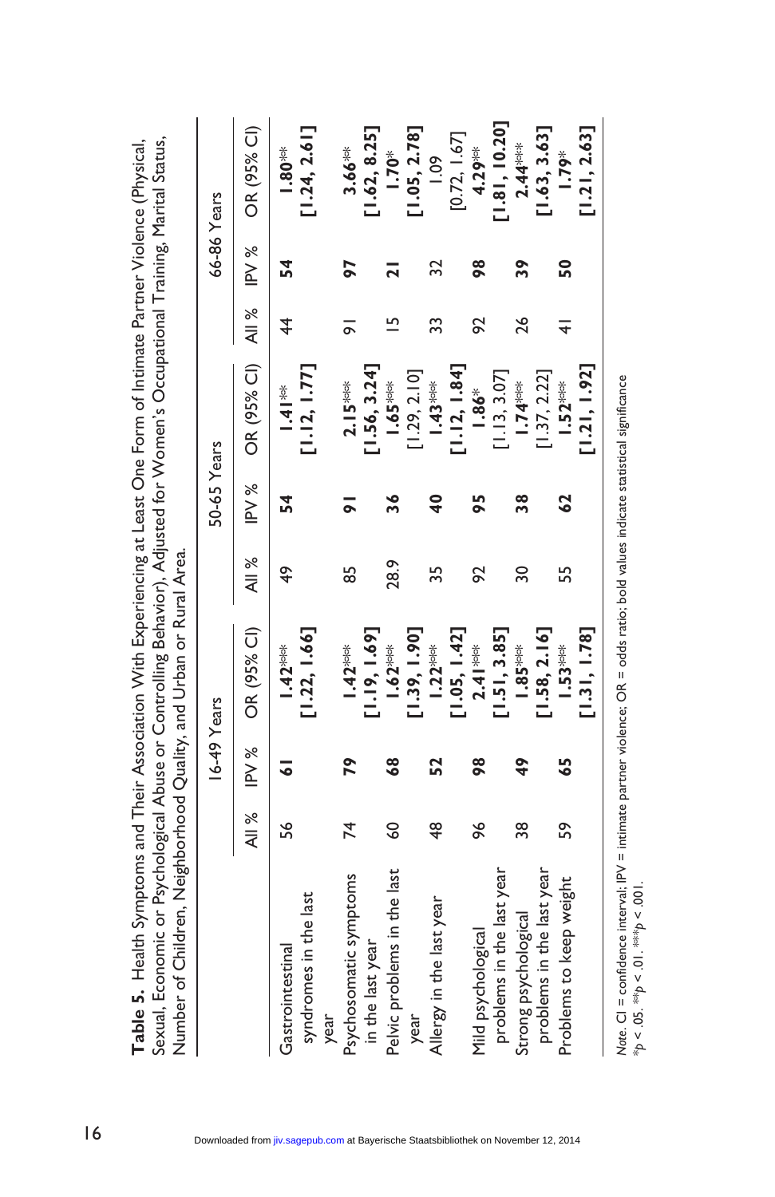**Table 5.** Health Symptoms and Their Association With Experiencing at Least One Form of Intimate Partner Violence (Physical, Sexual, Economic or Psychological Abuse or Controlling Behavior), Adjusted for Women's Occupational Training, Marital Status, Number of Children, Neighborhood Quality, and Urban or Rural Area.

| | 16-49 Years | | | 50-65 Years | | | 66-86 Years | | |
|---|---|---|---|---|---|---|---|---|---|
| | All % | IPV % | OR (95% CI) | All % | IPV % | OR (95% CI) | All % | IPV % | OR (95% CI) |
| Gastrointestinal syndromes in the last year | 56 | **61** | **1.42***** **[1.22, 1.66]** | 49 | **54** | **1.41**** **[1.12, 1.77]** | 44 | **54** | **1.80**** **[1.24, 2.61]** |
| Psychosomatic symptoms in the last year | 74 | **79** | **1.42***** **[1.19, 1.69]** | 85 | **91** | **2.15***** **[1.56, 3.24]** | 91 | **97** | **3.66**** **[1.62, 8.25]** |
| Pelvic problems in the last year | 60 | **68** | **1.62***** **[1.39, 1.90]** | 28.9 | **36** | **1.65***** [1.29, 2.10] | 15 | **21** | **1.70*** **[1.05, 2.78]** |
| Allergy in the last year | 48 | **52** | **1.22***** **[1.05, 1.42]** | 35 | **40** | **1.43***** **[1.12, 1.84]** | 33 | 32 | 1.09 [0.72, 1.67] |
| Mild psychological problems in the last year | 96 | **98** | **2.41***** **[1.51, 3.85]** | 92 | **95** | **1.86*** [1.13, 3.07] | 92 | **98** | **4.29**** **[1.81, 10.20]** |
| Strong psychological problems in the last year | 38 | **49** | **1.85***** **[1.58, 2.16]** | 30 | **38** | **1.74***** [1.37, 2.22] | 26 | **39** | **2.44***** **[1.63, 3.63]** |
| Problems to keep weight | 59 | **65** | **1.53***** **[1.31, 1.78]** | 55 | **62** | **1.52***** **[1.21, 1.92]** | 41 | **50** | **1.79*** **[1.21, 2.63]** |

*Note.* CI = confidence interval; IPV = intimate partner violence; OR = odds ratio; bold values indicate statistical significance
*$p$ < .05. **$p$ < .01. ***$p$ < .001.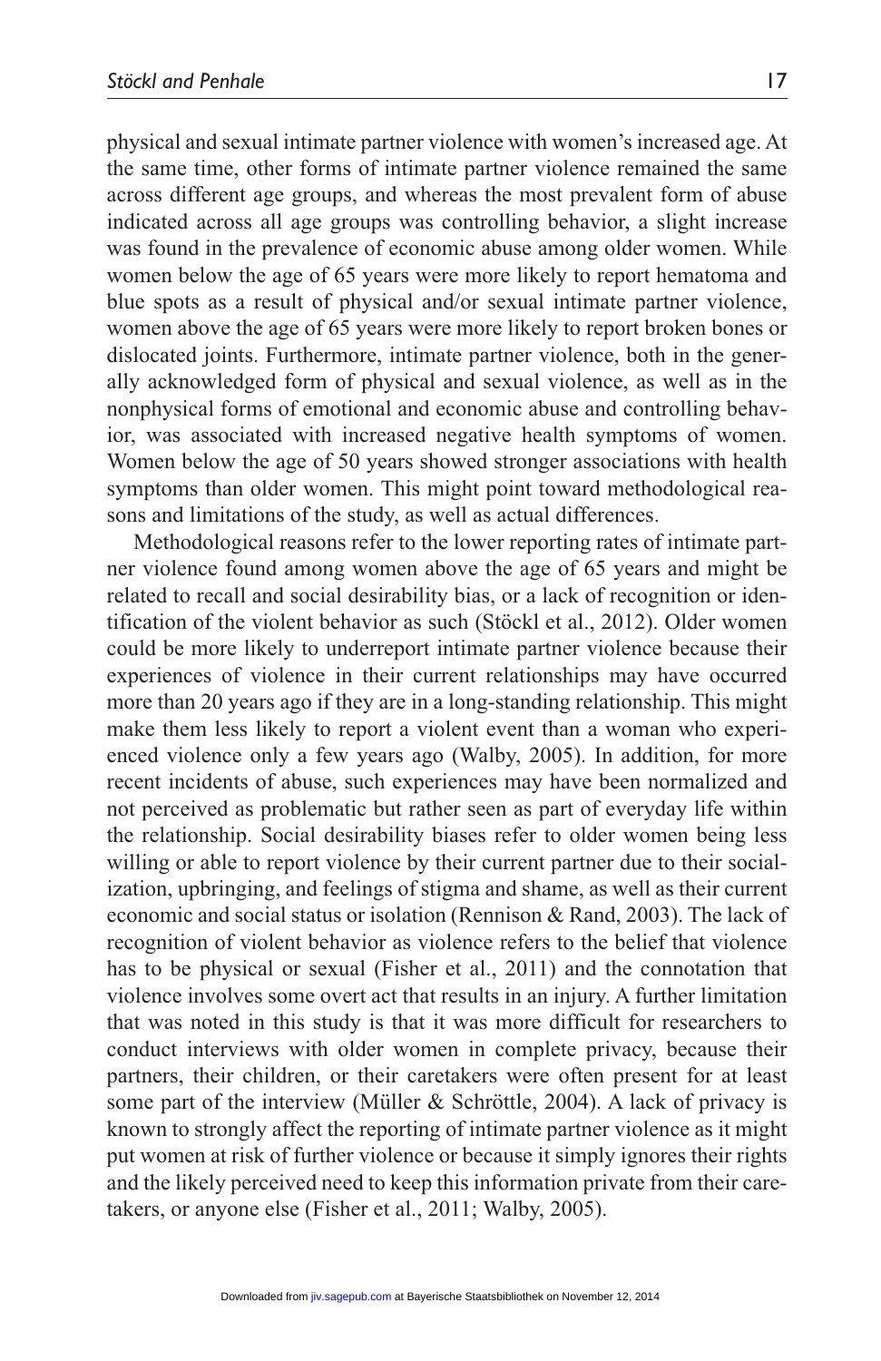physical and sexual intimate partner violence with women's increased age. At the same time, other forms of intimate partner violence remained the same across different age groups, and whereas the most prevalent form of abuse indicated across all age groups was controlling behavior, a slight increase was found in the prevalence of economic abuse among older women. While women below the age of 65 years were more likely to report hematoma and blue spots as a result of physical and/or sexual intimate partner violence, women above the age of 65 years were more likely to report broken bones or dislocated joints. Furthermore, intimate partner violence, both in the generally acknowledged form of physical and sexual violence, as well as in the nonphysical forms of emotional and economic abuse and controlling behavior, was associated with increased negative health symptoms of women. Women below the age of 50 years showed stronger associations with health symptoms than older women. This might point toward methodological reasons and limitations of the study, as well as actual differences.

Methodological reasons refer to the lower reporting rates of intimate partner violence found among women above the age of 65 years and might be related to recall and social desirability bias, or a lack of recognition or identification of the violent behavior as such (Stöckl et al., 2012). Older women could be more likely to underreport intimate partner violence because their experiences of violence in their current relationships may have occurred more than 20 years ago if they are in a long-standing relationship. This might make them less likely to report a violent event than a woman who experienced violence only a few years ago (Walby, 2005). In addition, for more recent incidents of abuse, such experiences may have been normalized and not perceived as problematic but rather seen as part of everyday life within the relationship. Social desirability biases refer to older women being less willing or able to report violence by their current partner due to their socialization, upbringing, and feelings of stigma and shame, as well as their current economic and social status or isolation (Rennison & Rand, 2003). The lack of recognition of violent behavior as violence refers to the belief that violence has to be physical or sexual (Fisher et al., 2011) and the connotation that violence involves some overt act that results in an injury. A further limitation that was noted in this study is that it was more difficult for researchers to conduct interviews with older women in complete privacy, because their partners, their children, or their caretakers were often present for at least some part of the interview (Müller & Schröttle, 2004). A lack of privacy is known to strongly affect the reporting of intimate partner violence as it might put women at risk of further violence or because it simply ignores their rights and the likely perceived need to keep this information private from their caretakers, or anyone else (Fisher et al., 2011; Walby, 2005).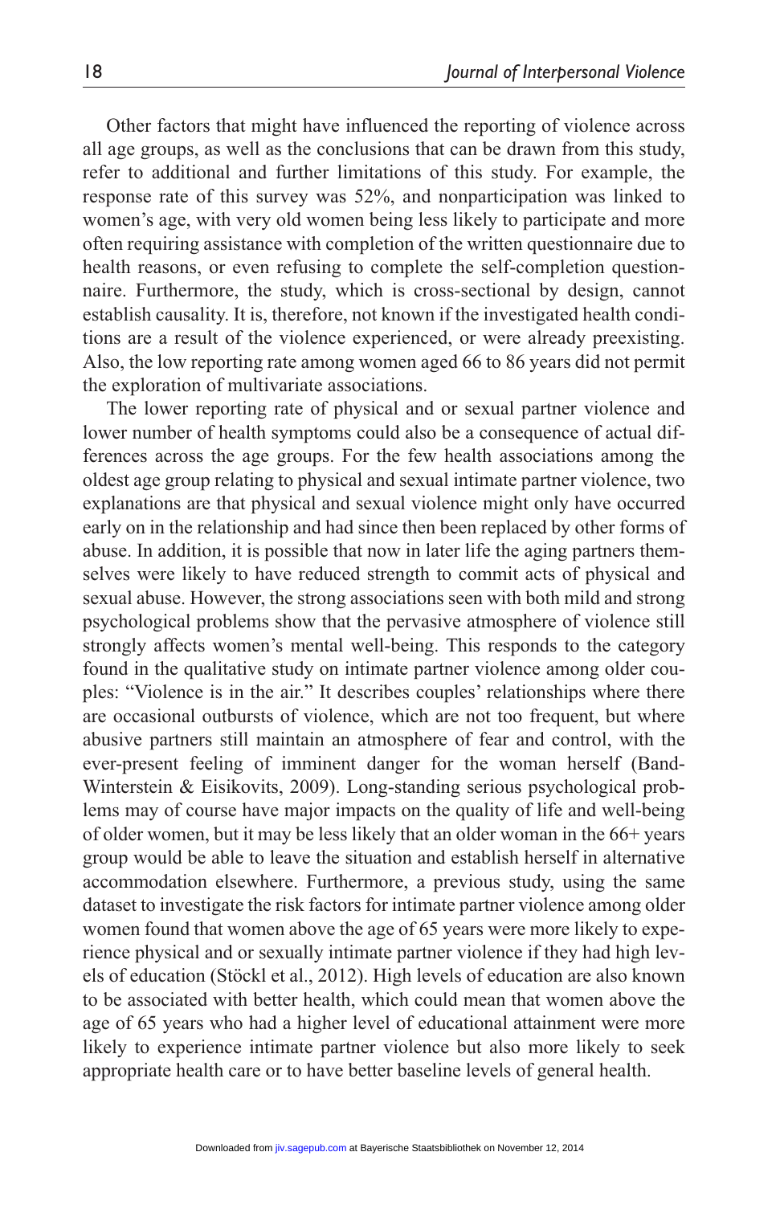Other factors that might have influenced the reporting of violence across all age groups, as well as the conclusions that can be drawn from this study, refer to additional and further limitations of this study. For example, the response rate of this survey was 52%, and nonparticipation was linked to women's age, with very old women being less likely to participate and more often requiring assistance with completion of the written questionnaire due to health reasons, or even refusing to complete the self-completion questionnaire. Furthermore, the study, which is cross-sectional by design, cannot establish causality. It is, therefore, not known if the investigated health conditions are a result of the violence experienced, or were already preexisting. Also, the low reporting rate among women aged 66 to 86 years did not permit the exploration of multivariate associations.

The lower reporting rate of physical and or sexual partner violence and lower number of health symptoms could also be a consequence of actual differences across the age groups. For the few health associations among the oldest age group relating to physical and sexual intimate partner violence, two explanations are that physical and sexual violence might only have occurred early on in the relationship and had since then been replaced by other forms of abuse. In addition, it is possible that now in later life the aging partners themselves were likely to have reduced strength to commit acts of physical and sexual abuse. However, the strong associations seen with both mild and strong psychological problems show that the pervasive atmosphere of violence still strongly affects women's mental well-being. This responds to the category found in the qualitative study on intimate partner violence among older couples: "Violence is in the air." It describes couples' relationships where there are occasional outbursts of violence, which are not too frequent, but where abusive partners still maintain an atmosphere of fear and control, with the ever-present feeling of imminent danger for the woman herself (Band-Winterstein & Eisikovits, 2009). Long-standing serious psychological problems may of course have major impacts on the quality of life and well-being of older women, but it may be less likely that an older woman in the 66+ years group would be able to leave the situation and establish herself in alternative accommodation elsewhere. Furthermore, a previous study, using the same dataset to investigate the risk factors for intimate partner violence among older women found that women above the age of 65 years were more likely to experience physical and or sexually intimate partner violence if they had high levels of education (Stöckl et al., 2012). High levels of education are also known to be associated with better health, which could mean that women above the age of 65 years who had a higher level of educational attainment were more likely to experience intimate partner violence but also more likely to seek appropriate health care or to have better baseline levels of general health.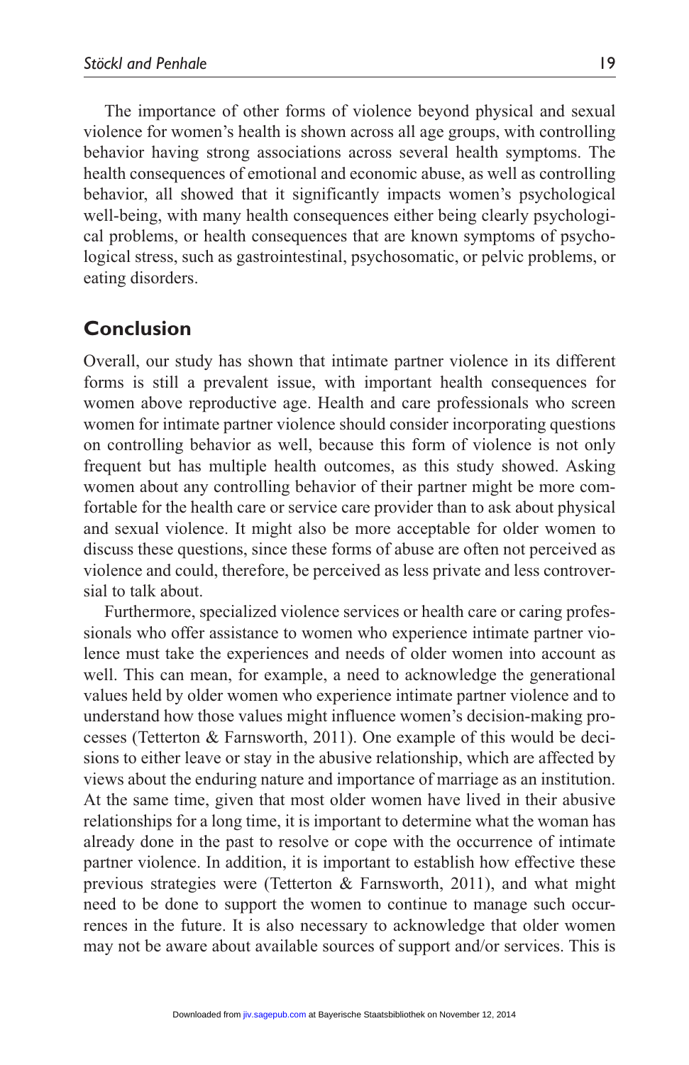The importance of other forms of violence beyond physical and sexual violence for women's health is shown across all age groups, with controlling behavior having strong associations across several health symptoms. The health consequences of emotional and economic abuse, as well as controlling behavior, all showed that it significantly impacts women's psychological well-being, with many health consequences either being clearly psychological problems, or health consequences that are known symptoms of psychological stress, such as gastrointestinal, psychosomatic, or pelvic problems, or eating disorders.

## Conclusion

Overall, our study has shown that intimate partner violence in its different forms is still a prevalent issue, with important health consequences for women above reproductive age. Health and care professionals who screen women for intimate partner violence should consider incorporating questions on controlling behavior as well, because this form of violence is not only frequent but has multiple health outcomes, as this study showed. Asking women about any controlling behavior of their partner might be more comfortable for the health care or service care provider than to ask about physical and sexual violence. It might also be more acceptable for older women to discuss these questions, since these forms of abuse are often not perceived as violence and could, therefore, be perceived as less private and less controversial to talk about.

Furthermore, specialized violence services or health care or caring professionals who offer assistance to women who experience intimate partner violence must take the experiences and needs of older women into account as well. This can mean, for example, a need to acknowledge the generational values held by older women who experience intimate partner violence and to understand how those values might influence women's decision-making processes (Tetterton & Farnsworth, 2011). One example of this would be decisions to either leave or stay in the abusive relationship, which are affected by views about the enduring nature and importance of marriage as an institution. At the same time, given that most older women have lived in their abusive relationships for a long time, it is important to determine what the woman has already done in the past to resolve or cope with the occurrence of intimate partner violence. In addition, it is important to establish how effective these previous strategies were (Tetterton & Farnsworth, 2011), and what might need to be done to support the women to continue to manage such occurrences in the future. It is also necessary to acknowledge that older women may not be aware about available sources of support and/or services. This is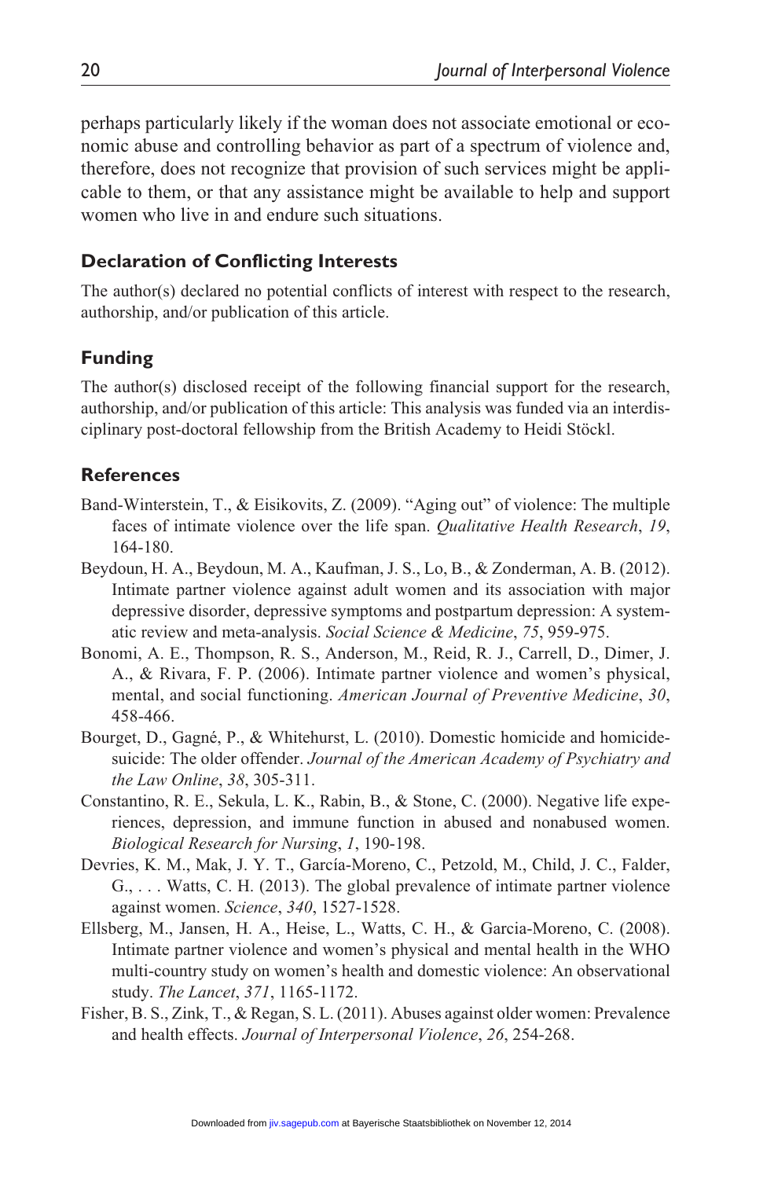perhaps particularly likely if the woman does not associate emotional or economic abuse and controlling behavior as part of a spectrum of violence and, therefore, does not recognize that provision of such services might be applicable to them, or that any assistance might be available to help and support women who live in and endure such situations.

## Declaration of Conflicting Interests

The author(s) declared no potential conflicts of interest with respect to the research, authorship, and/or publication of this article.

## Funding

The author(s) disclosed receipt of the following financial support for the research, authorship, and/or publication of this article: This analysis was funded via an interdisciplinary post-doctoral fellowship from the British Academy to Heidi Stöckl.

## References

Band-Winterstein, T., & Eisikovits, Z. (2009). "Aging out" of violence: The multiple faces of intimate violence over the life span. *Qualitative Health Research*, *19*, 164-180.

Beydoun, H. A., Beydoun, M. A., Kaufman, J. S., Lo, B., & Zonderman, A. B. (2012). Intimate partner violence against adult women and its association with major depressive disorder, depressive symptoms and postpartum depression: A systematic review and meta-analysis. *Social Science & Medicine*, *75*, 959-975.

Bonomi, A. E., Thompson, R. S., Anderson, M., Reid, R. J., Carrell, D., Dimer, J. A., & Rivara, F. P. (2006). Intimate partner violence and women's physical, mental, and social functioning. *American Journal of Preventive Medicine*, *30*, 458-466.

Bourget, D., Gagné, P., & Whitehurst, L. (2010). Domestic homicide and homicide-suicide: The older offender. *Journal of the American Academy of Psychiatry and the Law Online*, *38*, 305-311.

Constantino, R. E., Sekula, L. K., Rabin, B., & Stone, C. (2000). Negative life experiences, depression, and immune function in abused and nonabused women. *Biological Research for Nursing*, *1*, 190-198.

Devries, K. M., Mak, J. Y. T., García-Moreno, C., Petzold, M., Child, J. C., Falder, G., . . . Watts, C. H. (2013). The global prevalence of intimate partner violence against women. *Science*, *340*, 1527-1528.

Ellsberg, M., Jansen, H. A., Heise, L., Watts, C. H., & Garcia-Moreno, C. (2008). Intimate partner violence and women's physical and mental health in the WHO multi-country study on women's health and domestic violence: An observational study. *The Lancet*, *371*, 1165-1172.

Fisher, B. S., Zink, T., & Regan, S. L. (2011). Abuses against older women: Prevalence and health effects. *Journal of Interpersonal Violence*, *26*, 254-268.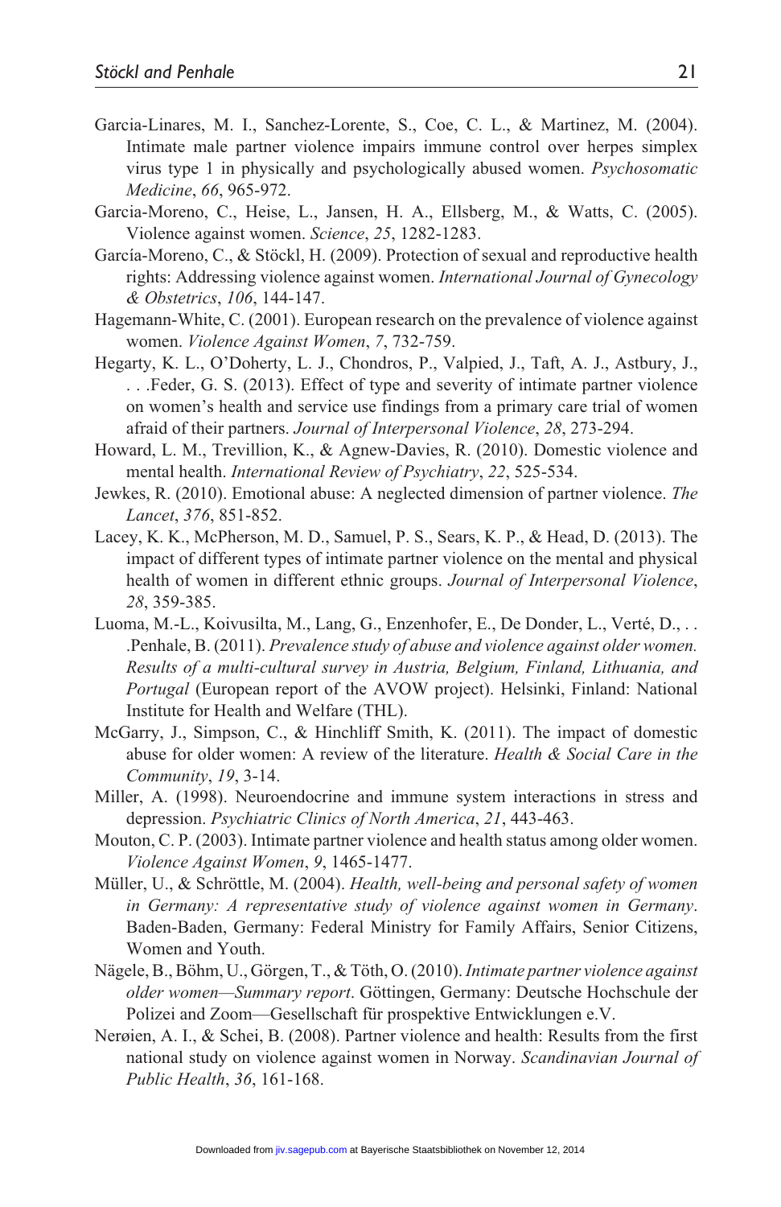Garcia-Linares, M. I., Sanchez-Lorente, S., Coe, C. L., & Martinez, M. (2004). Intimate male partner violence impairs immune control over herpes simplex virus type 1 in physically and psychologically abused women. *Psychosomatic Medicine*, *66*, 965-972.

Garcia-Moreno, C., Heise, L., Jansen, H. A., Ellsberg, M., & Watts, C. (2005). Violence against women. *Science*, *25*, 1282-1283.

García-Moreno, C., & Stöckl, H. (2009). Protection of sexual and reproductive health rights: Addressing violence against women. *International Journal of Gynecology & Obstetrics*, *106*, 144-147.

Hagemann-White, C. (2001). European research on the prevalence of violence against women. *Violence Against Women*, *7*, 732-759.

Hegarty, K. L., O'Doherty, L. J., Chondros, P., Valpied, J., Taft, A. J., Astbury, J., . . .Feder, G. S. (2013). Effect of type and severity of intimate partner violence on women's health and service use findings from a primary care trial of women afraid of their partners. *Journal of Interpersonal Violence*, *28*, 273-294.

Howard, L. M., Trevillion, K., & Agnew-Davies, R. (2010). Domestic violence and mental health. *International Review of Psychiatry*, *22*, 525-534.

Jewkes, R. (2010). Emotional abuse: A neglected dimension of partner violence. *The Lancet*, *376*, 851-852.

Lacey, K. K., McPherson, M. D., Samuel, P. S., Sears, K. P., & Head, D. (2013). The impact of different types of intimate partner violence on the mental and physical health of women in different ethnic groups. *Journal of Interpersonal Violence*, *28*, 359-385.

Luoma, M.-L., Koivusilta, M., Lang, G., Enzenhofer, E., De Donder, L., Verté, D., . . .Penhale, B. (2011). *Prevalence study of abuse and violence against older women. Results of a multi-cultural survey in Austria, Belgium, Finland, Lithuania, and Portugal* (European report of the AVOW project). Helsinki, Finland: National Institute for Health and Welfare (THL).

McGarry, J., Simpson, C., & Hinchliff Smith, K. (2011). The impact of domestic abuse for older women: A review of the literature. *Health & Social Care in the Community*, *19*, 3-14.

Miller, A. (1998). Neuroendocrine and immune system interactions in stress and depression. *Psychiatric Clinics of North America*, *21*, 443-463.

Mouton, C. P. (2003). Intimate partner violence and health status among older women. *Violence Against Women*, *9*, 1465-1477.

Müller, U., & Schröttle, M. (2004). *Health, well-being and personal safety of women in Germany: A representative study of violence against women in Germany*. Baden-Baden, Germany: Federal Ministry for Family Affairs, Senior Citizens, Women and Youth.

Nägele, B., Böhm, U., Görgen, T., & Töth, O. (2010). *Intimate partner violence against older women—Summary report*. Göttingen, Germany: Deutsche Hochschule der Polizei and Zoom—Gesellschaft für prospektive Entwicklungen e.V.

Nerøien, A. I., & Schei, B. (2008). Partner violence and health: Results from the first national study on violence against women in Norway. *Scandinavian Journal of Public Health*, *36*, 161-168.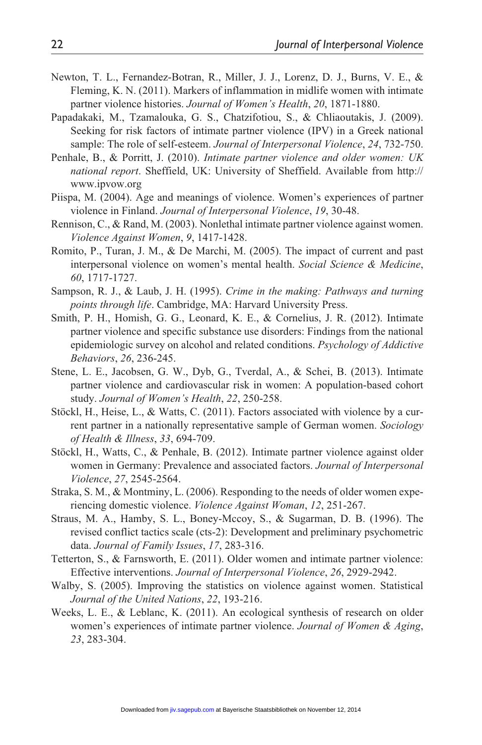Newton, T. L., Fernandez-Botran, R., Miller, J. J., Lorenz, D. J., Burns, V. E., & Fleming, K. N. (2011). Markers of inflammation in midlife women with intimate partner violence histories. *Journal of Women's Health*, *20*, 1871-1880.

Papadakaki, M., Tzamalouka, G. S., Chatzifotiou, S., & Chliaoutakis, J. (2009). Seeking for risk factors of intimate partner violence (IPV) in a Greek national sample: The role of self-esteem. *Journal of Interpersonal Violence*, *24*, 732-750.

Penhale, B., & Porritt, J. (2010). *Intimate partner violence and older women: UK national report*. Sheffield, UK: University of Sheffield. Available from http://www.ipvow.org

Piispa, M. (2004). Age and meanings of violence. Women's experiences of partner violence in Finland. *Journal of Interpersonal Violence*, *19*, 30-48.

Rennison, C., & Rand, M. (2003). Nonlethal intimate partner violence against women. *Violence Against Women*, *9*, 1417-1428.

Romito, P., Turan, J. M., & De Marchi, M. (2005). The impact of current and past interpersonal violence on women's mental health. *Social Science & Medicine*, *60*, 1717-1727.

Sampson, R. J., & Laub, J. H. (1995). *Crime in the making: Pathways and turning points through life*. Cambridge, MA: Harvard University Press.

Smith, P. H., Homish, G. G., Leonard, K. E., & Cornelius, J. R. (2012). Intimate partner violence and specific substance use disorders: Findings from the national epidemiologic survey on alcohol and related conditions. *Psychology of Addictive Behaviors*, *26*, 236-245.

Stene, L. E., Jacobsen, G. W., Dyb, G., Tverdal, A., & Schei, B. (2013). Intimate partner violence and cardiovascular risk in women: A population-based cohort study. *Journal of Women's Health*, *22*, 250-258.

Stöckl, H., Heise, L., & Watts, C. (2011). Factors associated with violence by a current partner in a nationally representative sample of German women. *Sociology of Health & Illness*, *33*, 694-709.

Stöckl, H., Watts, C., & Penhale, B. (2012). Intimate partner violence against older women in Germany: Prevalence and associated factors. *Journal of Interpersonal Violence*, *27*, 2545-2564.

Straka, S. M., & Montminy, L. (2006). Responding to the needs of older women experiencing domestic violence. *Violence Against Woman*, *12*, 251-267.

Straus, M. A., Hamby, S. L., Boney-Mccoy, S., & Sugarman, D. B. (1996). The revised conflict tactics scale (cts-2): Development and preliminary psychometric data. *Journal of Family Issues*, *17*, 283-316.

Tetterton, S., & Farnsworth, E. (2011). Older women and intimate partner violence: Effective interventions. *Journal of Interpersonal Violence*, *26*, 2929-2942.

Walby, S. (2005). Improving the statistics on violence against women. Statistical *Journal of the United Nations*, *22*, 193-216.

Weeks, L. E., & Leblanc, K. (2011). An ecological synthesis of research on older women's experiences of intimate partner violence. *Journal of Women & Aging*, *23*, 283-304.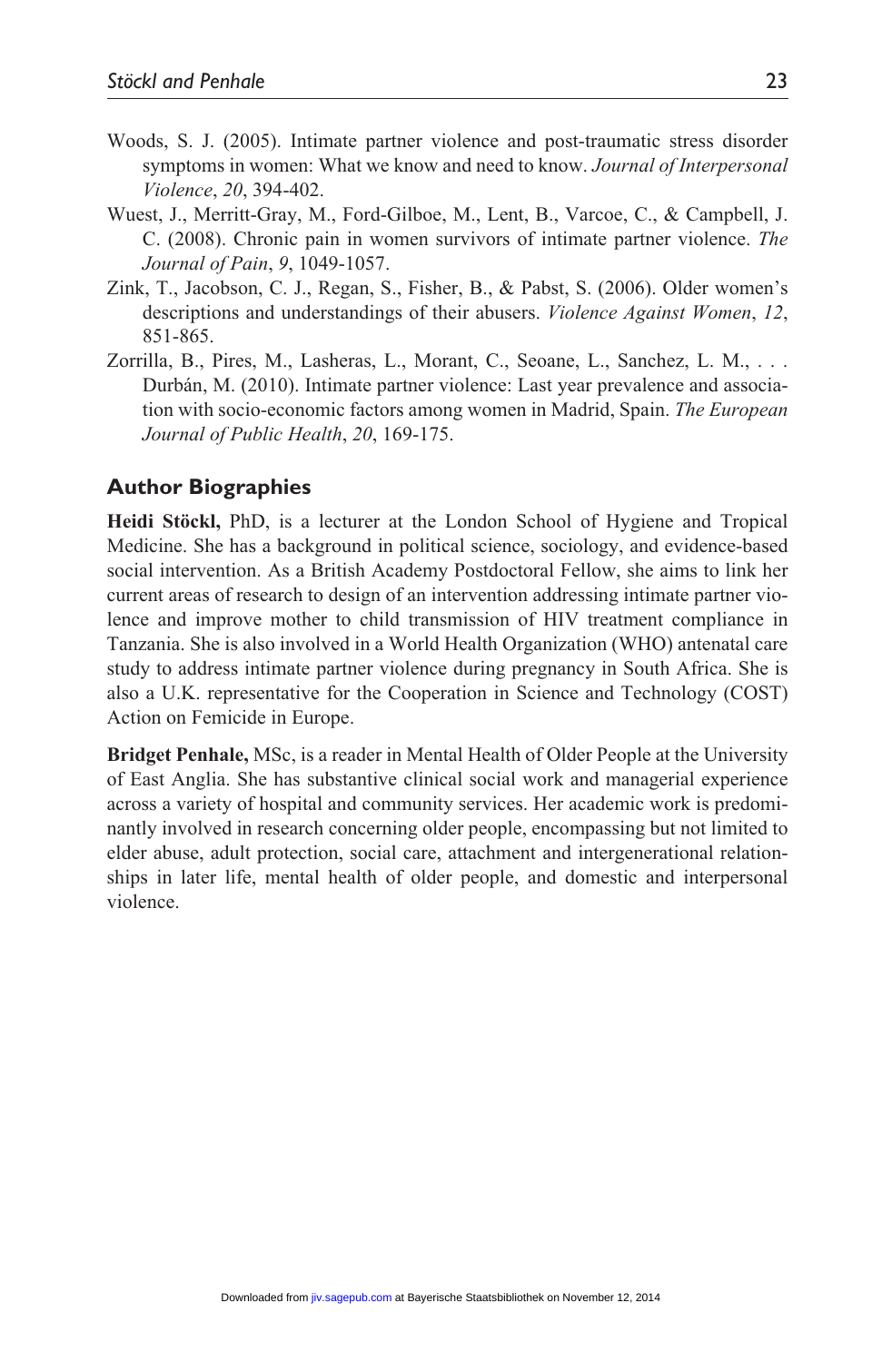Woods, S. J. (2005). Intimate partner violence and post-traumatic stress disorder symptoms in women: What we know and need to know. *Journal of Interpersonal Violence*, *20*, 394-402.

Wuest, J., Merritt-Gray, M., Ford-Gilboe, M., Lent, B., Varcoe, C., & Campbell, J. C. (2008). Chronic pain in women survivors of intimate partner violence. *The Journal of Pain*, *9*, 1049-1057.

Zink, T., Jacobson, C. J., Regan, S., Fisher, B., & Pabst, S. (2006). Older women's descriptions and understandings of their abusers. *Violence Against Women*, *12*, 851-865.

Zorrilla, B., Pires, M., Lasheras, L., Morant, C., Seoane, L., Sanchez, L. M., . . . Durbán, M. (2010). Intimate partner violence: Last year prevalence and association with socio-economic factors among women in Madrid, Spain. *The European Journal of Public Health*, *20*, 169-175.

## Author Biographies

**Heidi Stöckl,** PhD, is a lecturer at the London School of Hygiene and Tropical Medicine. She has a background in political science, sociology, and evidence-based social intervention. As a British Academy Postdoctoral Fellow, she aims to link her current areas of research to design of an intervention addressing intimate partner violence and improve mother to child transmission of HIV treatment compliance in Tanzania. She is also involved in a World Health Organization (WHO) antenatal care study to address intimate partner violence during pregnancy in South Africa. She is also a U.K. representative for the Cooperation in Science and Technology (COST) Action on Femicide in Europe.

**Bridget Penhale,** MSc, is a reader in Mental Health of Older People at the University of East Anglia. She has substantive clinical social work and managerial experience across a variety of hospital and community services. Her academic work is predominantly involved in research concerning older people, encompassing but not limited to elder abuse, adult protection, social care, attachment and intergenerational relationships in later life, mental health of older people, and domestic and interpersonal violence.